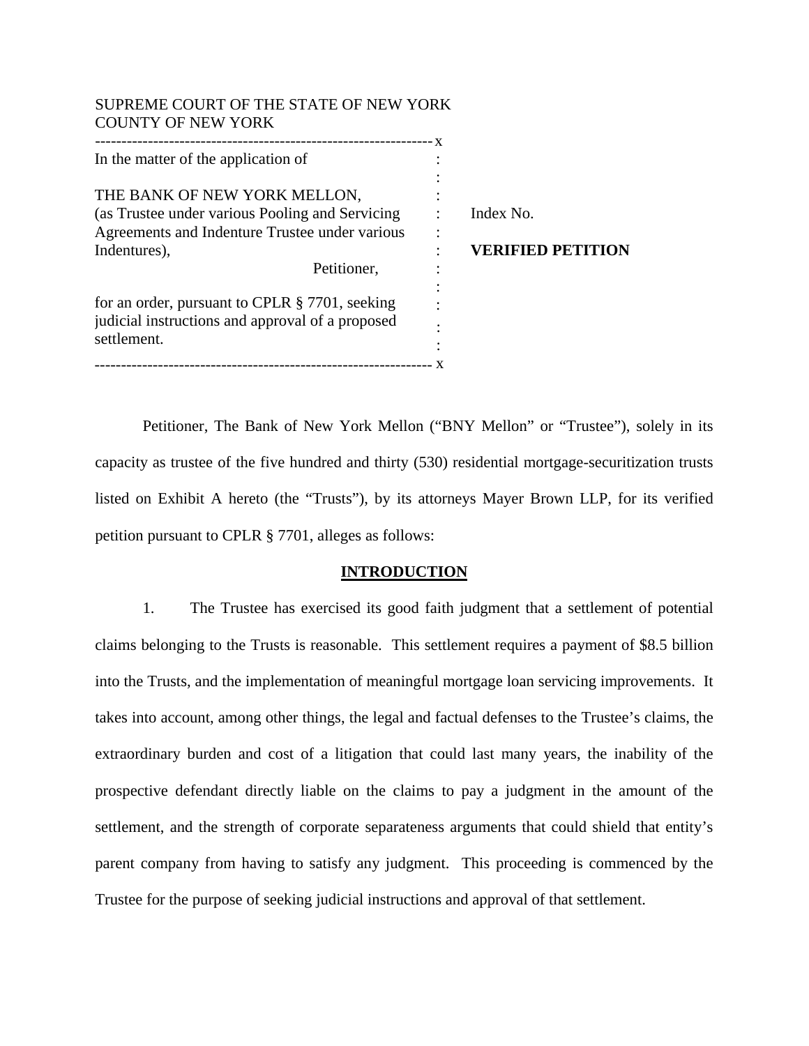SUPREME COURT OF THE STATE OF NEW YORK
COUNTY OF NEW YORK

| | | |
|---|---|---|
| In the matter of the application of<br><br>THE BANK OF NEW YORK MELLON, (as Trustee under various Pooling and Servicing Agreements and Indenture Trustee under various Indentures),<br><br>Petitioner,<br><br>for an order, pursuant to CPLR § 7701, seeking judicial instructions and approval of a proposed settlement. | : | Index No.<br><br>**VERIFIED PETITION** |

Petitioner, The Bank of New York Mellon ("BNY Mellon" or "Trustee"), solely in its capacity as trustee of the five hundred and thirty (530) residential mortgage-securitization trusts listed on Exhibit A hereto (the "Trusts"), by its attorneys Mayer Brown LLP, for its verified petition pursuant to CPLR § 7701, alleges as follows:

## INTRODUCTION

1. The Trustee has exercised its good faith judgment that a settlement of potential claims belonging to the Trusts is reasonable. This settlement requires a payment of $8.5 billion into the Trusts, and the implementation of meaningful mortgage loan servicing improvements. It takes into account, among other things, the legal and factual defenses to the Trustee's claims, the extraordinary burden and cost of a litigation that could last many years, the inability of the prospective defendant directly liable on the claims to pay a judgment in the amount of the settlement, and the strength of corporate separateness arguments that could shield that entity's parent company from having to satisfy any judgment. This proceeding is commenced by the Trustee for the purpose of seeking judicial instructions and approval of that settlement.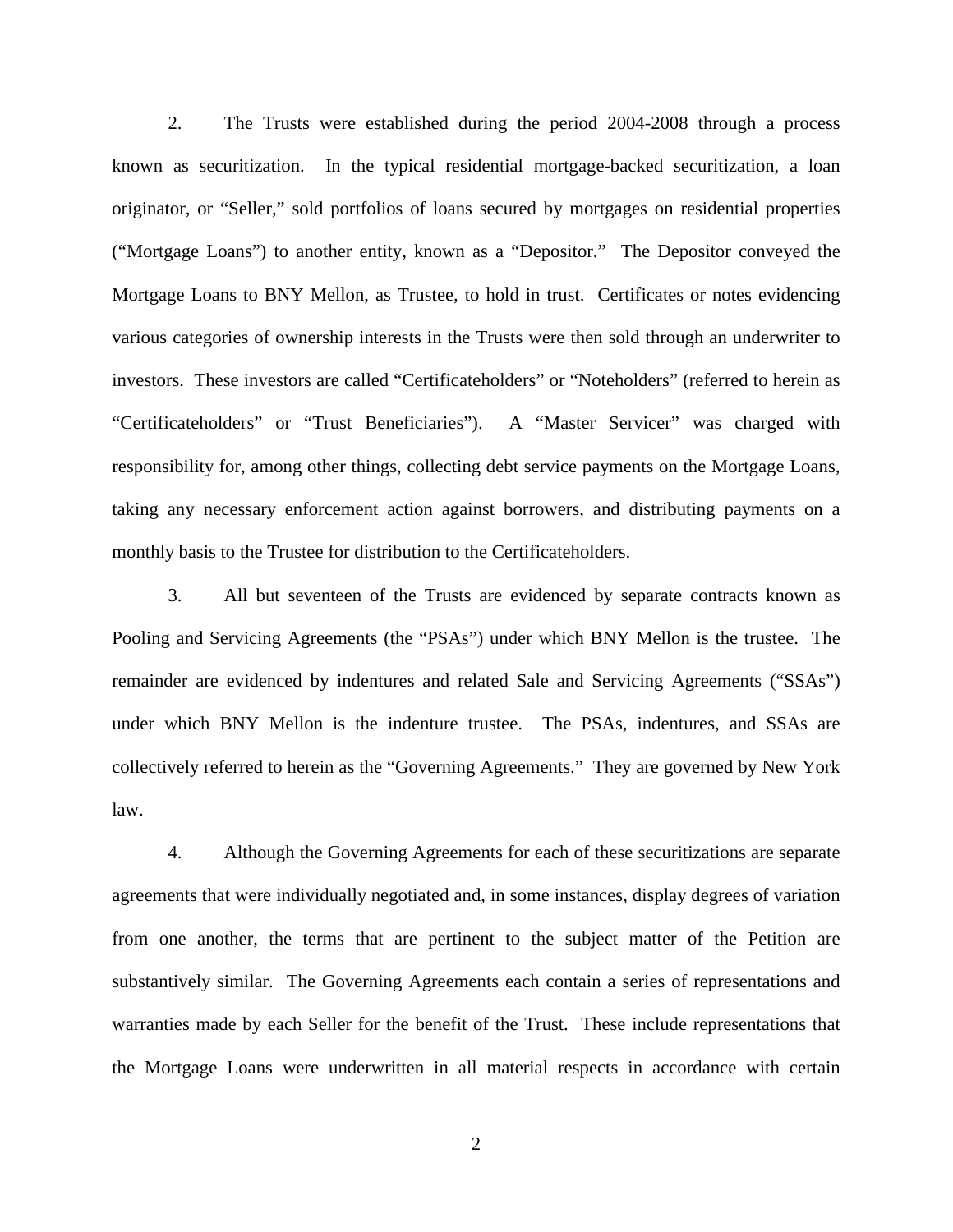2. The Trusts were established during the period 2004-2008 through a process known as securitization. In the typical residential mortgage-backed securitization, a loan originator, or "Seller," sold portfolios of loans secured by mortgages on residential properties ("Mortgage Loans") to another entity, known as a "Depositor." The Depositor conveyed the Mortgage Loans to BNY Mellon, as Trustee, to hold in trust. Certificates or notes evidencing various categories of ownership interests in the Trusts were then sold through an underwriter to investors. These investors are called "Certificateholders" or "Noteholders" (referred to herein as "Certificateholders" or "Trust Beneficiaries"). A "Master Servicer" was charged with responsibility for, among other things, collecting debt service payments on the Mortgage Loans, taking any necessary enforcement action against borrowers, and distributing payments on a monthly basis to the Trustee for distribution to the Certificateholders.

3. All but seventeen of the Trusts are evidenced by separate contracts known as Pooling and Servicing Agreements (the "PSAs") under which BNY Mellon is the trustee. The remainder are evidenced by indentures and related Sale and Servicing Agreements ("SSAs") under which BNY Mellon is the indenture trustee. The PSAs, indentures, and SSAs are collectively referred to herein as the "Governing Agreements." They are governed by New York law.

4. Although the Governing Agreements for each of these securitizations are separate agreements that were individually negotiated and, in some instances, display degrees of variation from one another, the terms that are pertinent to the subject matter of the Petition are substantively similar. The Governing Agreements each contain a series of representations and warranties made by each Seller for the benefit of the Trust. These include representations that the Mortgage Loans were underwritten in all material respects in accordance with certain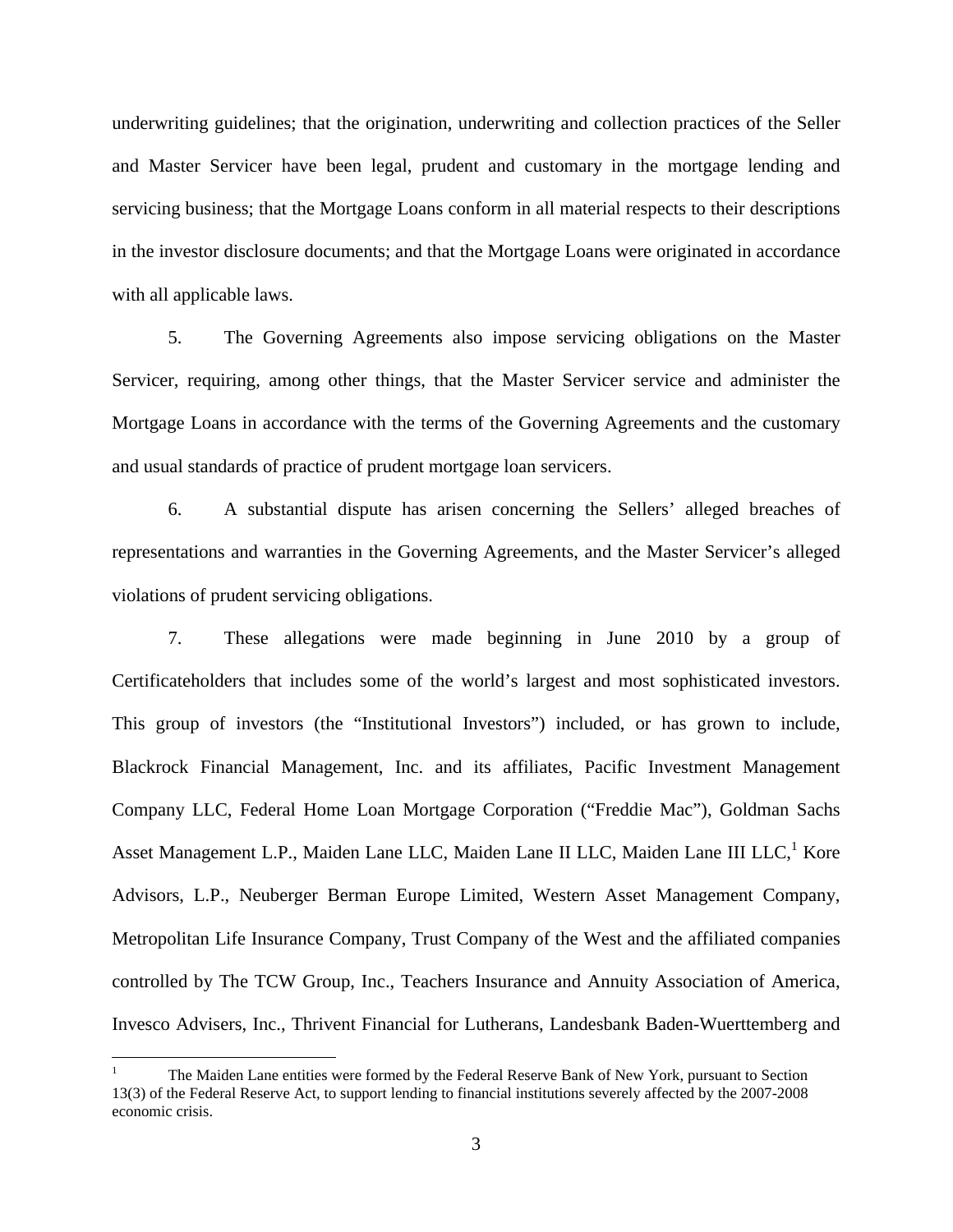underwriting guidelines; that the origination, underwriting and collection practices of the Seller and Master Servicer have been legal, prudent and customary in the mortgage lending and servicing business; that the Mortgage Loans conform in all material respects to their descriptions in the investor disclosure documents; and that the Mortgage Loans were originated in accordance with all applicable laws.

5. The Governing Agreements also impose servicing obligations on the Master Servicer, requiring, among other things, that the Master Servicer service and administer the Mortgage Loans in accordance with the terms of the Governing Agreements and the customary and usual standards of practice of prudent mortgage loan servicers.

6. A substantial dispute has arisen concerning the Sellers' alleged breaches of representations and warranties in the Governing Agreements, and the Master Servicer's alleged violations of prudent servicing obligations.

7. These allegations were made beginning in June 2010 by a group of Certificateholders that includes some of the world's largest and most sophisticated investors. This group of investors (the "Institutional Investors") included, or has grown to include, Blackrock Financial Management, Inc. and its affiliates, Pacific Investment Management Company LLC, Federal Home Loan Mortgage Corporation ("Freddie Mac"), Goldman Sachs Asset Management L.P., Maiden Lane LLC, Maiden Lane II LLC, Maiden Lane III LLC,[1] Kore Advisors, L.P., Neuberger Berman Europe Limited, Western Asset Management Company, Metropolitan Life Insurance Company, Trust Company of the West and the affiliated companies controlled by The TCW Group, Inc., Teachers Insurance and Annuity Association of America, Invesco Advisers, Inc., Thrivent Financial for Lutherans, Landesbank Baden-Wuerttemberg and

[1] The Maiden Lane entities were formed by the Federal Reserve Bank of New York, pursuant to Section 13(3) of the Federal Reserve Act, to support lending to financial institutions severely affected by the 2007-2008 economic crisis.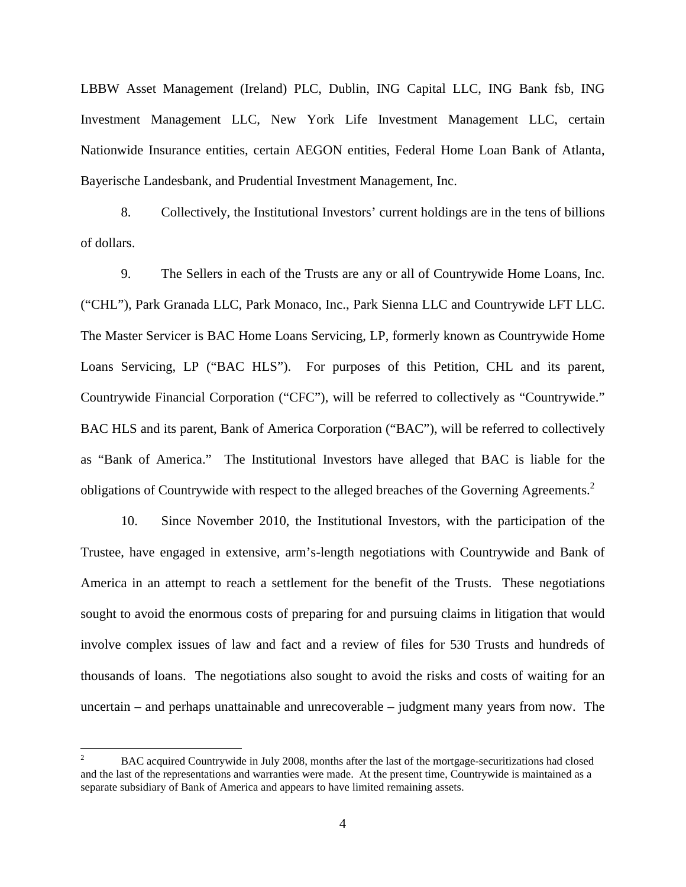LBBW Asset Management (Ireland) PLC, Dublin, ING Capital LLC, ING Bank fsb, ING Investment Management LLC, New York Life Investment Management LLC, certain Nationwide Insurance entities, certain AEGON entities, Federal Home Loan Bank of Atlanta, Bayerische Landesbank, and Prudential Investment Management, Inc.

8. Collectively, the Institutional Investors' current holdings are in the tens of billions of dollars.

9. The Sellers in each of the Trusts are any or all of Countrywide Home Loans, Inc. ("CHL"), Park Granada LLC, Park Monaco, Inc., Park Sienna LLC and Countrywide LFT LLC. The Master Servicer is BAC Home Loans Servicing, LP, formerly known as Countrywide Home Loans Servicing, LP ("BAC HLS"). For purposes of this Petition, CHL and its parent, Countrywide Financial Corporation ("CFC"), will be referred to collectively as "Countrywide." BAC HLS and its parent, Bank of America Corporation ("BAC"), will be referred to collectively as "Bank of America." The Institutional Investors have alleged that BAC is liable for the obligations of Countrywide with respect to the alleged breaches of the Governing Agreements.[2]

10. Since November 2010, the Institutional Investors, with the participation of the Trustee, have engaged in extensive, arm's-length negotiations with Countrywide and Bank of America in an attempt to reach a settlement for the benefit of the Trusts. These negotiations sought to avoid the enormous costs of preparing for and pursuing claims in litigation that would involve complex issues of law and fact and a review of files for 530 Trusts and hundreds of thousands of loans. The negotiations also sought to avoid the risks and costs of waiting for an uncertain – and perhaps unattainable and unrecoverable – judgment many years from now. The

[2] BAC acquired Countrywide in July 2008, months after the last of the mortgage-securitizations had closed and the last of the representations and warranties were made. At the present time, Countrywide is maintained as a separate subsidiary of Bank of America and appears to have limited remaining assets.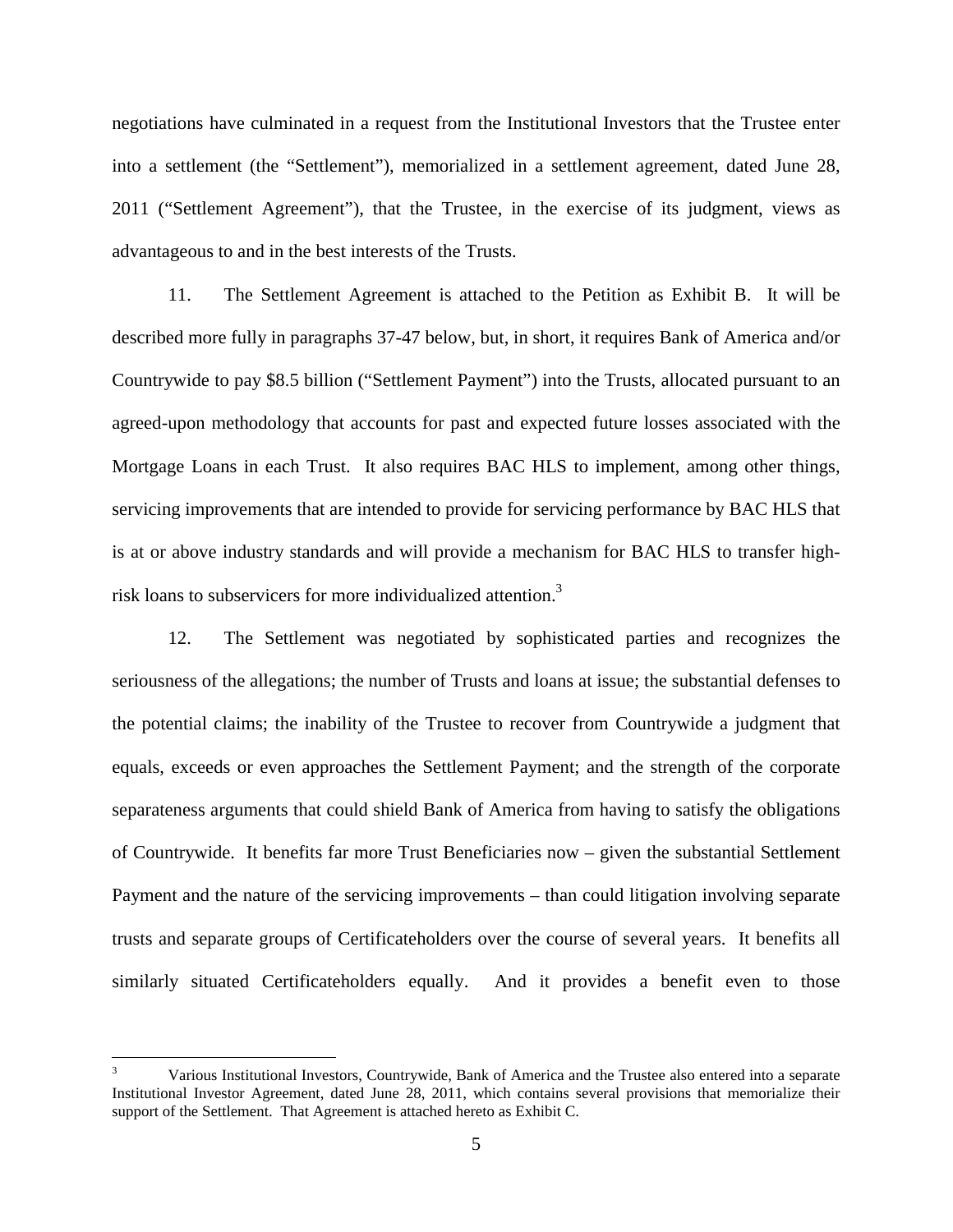negotiations have culminated in a request from the Institutional Investors that the Trustee enter into a settlement (the "Settlement"), memorialized in a settlement agreement, dated June 28, 2011 ("Settlement Agreement"), that the Trustee, in the exercise of its judgment, views as advantageous to and in the best interests of the Trusts.

11. The Settlement Agreement is attached to the Petition as Exhibit B. It will be described more fully in paragraphs 37-47 below, but, in short, it requires Bank of America and/or Countrywide to pay $8.5 billion ("Settlement Payment") into the Trusts, allocated pursuant to an agreed-upon methodology that accounts for past and expected future losses associated with the Mortgage Loans in each Trust. It also requires BAC HLS to implement, among other things, servicing improvements that are intended to provide for servicing performance by BAC HLS that is at or above industry standards and will provide a mechanism for BAC HLS to transfer high-risk loans to subservicers for more individualized attention.[3]

12. The Settlement was negotiated by sophisticated parties and recognizes the seriousness of the allegations; the number of Trusts and loans at issue; the substantial defenses to the potential claims; the inability of the Trustee to recover from Countrywide a judgment that equals, exceeds or even approaches the Settlement Payment; and the strength of the corporate separateness arguments that could shield Bank of America from having to satisfy the obligations of Countrywide. It benefits far more Trust Beneficiaries now – given the substantial Settlement Payment and the nature of the servicing improvements – than could litigation involving separate trusts and separate groups of Certificateholders over the course of several years. It benefits all similarly situated Certificateholders equally. And it provides a benefit even to those

[3] Various Institutional Investors, Countrywide, Bank of America and the Trustee also entered into a separate Institutional Investor Agreement, dated June 28, 2011, which contains several provisions that memorialize their support of the Settlement. That Agreement is attached hereto as Exhibit C.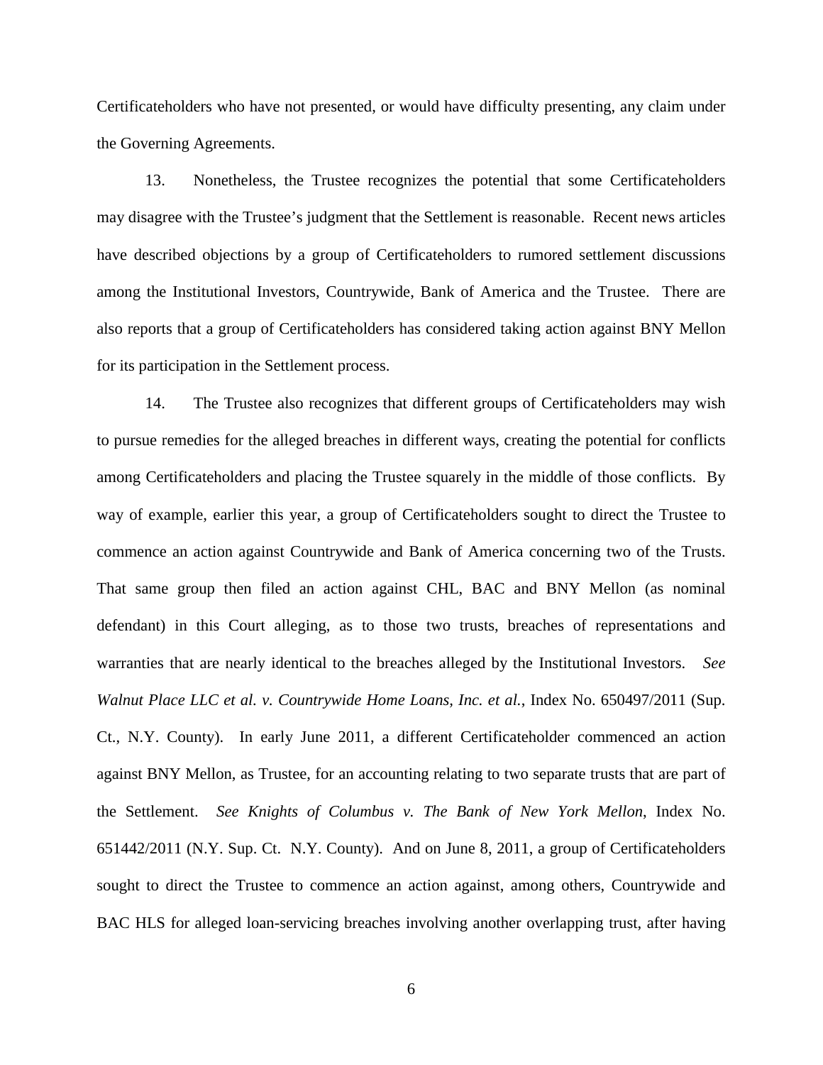Certificateholders who have not presented, or would have difficulty presenting, any claim under the Governing Agreements.

13. Nonetheless, the Trustee recognizes the potential that some Certificateholders may disagree with the Trustee's judgment that the Settlement is reasonable. Recent news articles have described objections by a group of Certificateholders to rumored settlement discussions among the Institutional Investors, Countrywide, Bank of America and the Trustee. There are also reports that a group of Certificateholders has considered taking action against BNY Mellon for its participation in the Settlement process.

14. The Trustee also recognizes that different groups of Certificateholders may wish to pursue remedies for the alleged breaches in different ways, creating the potential for conflicts among Certificateholders and placing the Trustee squarely in the middle of those conflicts. By way of example, earlier this year, a group of Certificateholders sought to direct the Trustee to commence an action against Countrywide and Bank of America concerning two of the Trusts. That same group then filed an action against CHL, BAC and BNY Mellon (as nominal defendant) in this Court alleging, as to those two trusts, breaches of representations and warranties that are nearly identical to the breaches alleged by the Institutional Investors. *See Walnut Place LLC et al. v. Countrywide Home Loans, Inc. et al.*, Index No. 650497/2011 (Sup. Ct., N.Y. County). In early June 2011, a different Certificateholder commenced an action against BNY Mellon, as Trustee, for an accounting relating to two separate trusts that are part of the Settlement. *See Knights of Columbus v. The Bank of New York Mellon*, Index No. 651442/2011 (N.Y. Sup. Ct. N.Y. County). And on June 8, 2011, a group of Certificateholders sought to direct the Trustee to commence an action against, among others, Countrywide and BAC HLS for alleged loan-servicing breaches involving another overlapping trust, after having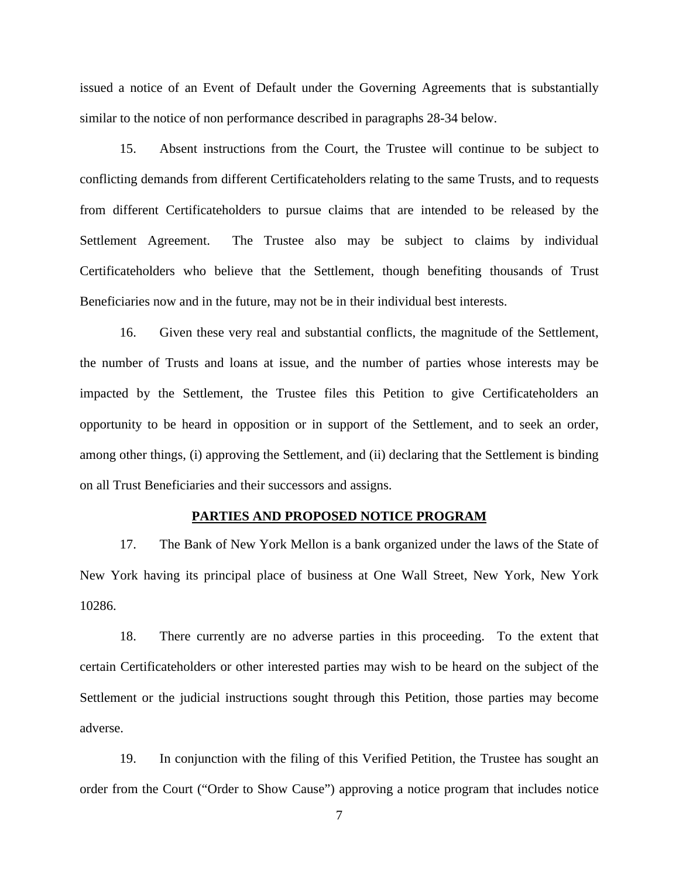issued a notice of an Event of Default under the Governing Agreements that is substantially similar to the notice of non performance described in paragraphs 28-34 below.

15. Absent instructions from the Court, the Trustee will continue to be subject to conflicting demands from different Certificateholders relating to the same Trusts, and to requests from different Certificateholders to pursue claims that are intended to be released by the Settlement Agreement. The Trustee also may be subject to claims by individual Certificateholders who believe that the Settlement, though benefiting thousands of Trust Beneficiaries now and in the future, may not be in their individual best interests.

16. Given these very real and substantial conflicts, the magnitude of the Settlement, the number of Trusts and loans at issue, and the number of parties whose interests may be impacted by the Settlement, the Trustee files this Petition to give Certificateholders an opportunity to be heard in opposition or in support of the Settlement, and to seek an order, among other things, (i) approving the Settlement, and (ii) declaring that the Settlement is binding on all Trust Beneficiaries and their successors and assigns.

## PARTIES AND PROPOSED NOTICE PROGRAM

17. The Bank of New York Mellon is a bank organized under the laws of the State of New York having its principal place of business at One Wall Street, New York, New York 10286.

18. There currently are no adverse parties in this proceeding. To the extent that certain Certificateholders or other interested parties may wish to be heard on the subject of the Settlement or the judicial instructions sought through this Petition, those parties may become adverse.

19. In conjunction with the filing of this Verified Petition, the Trustee has sought an order from the Court ("Order to Show Cause") approving a notice program that includes notice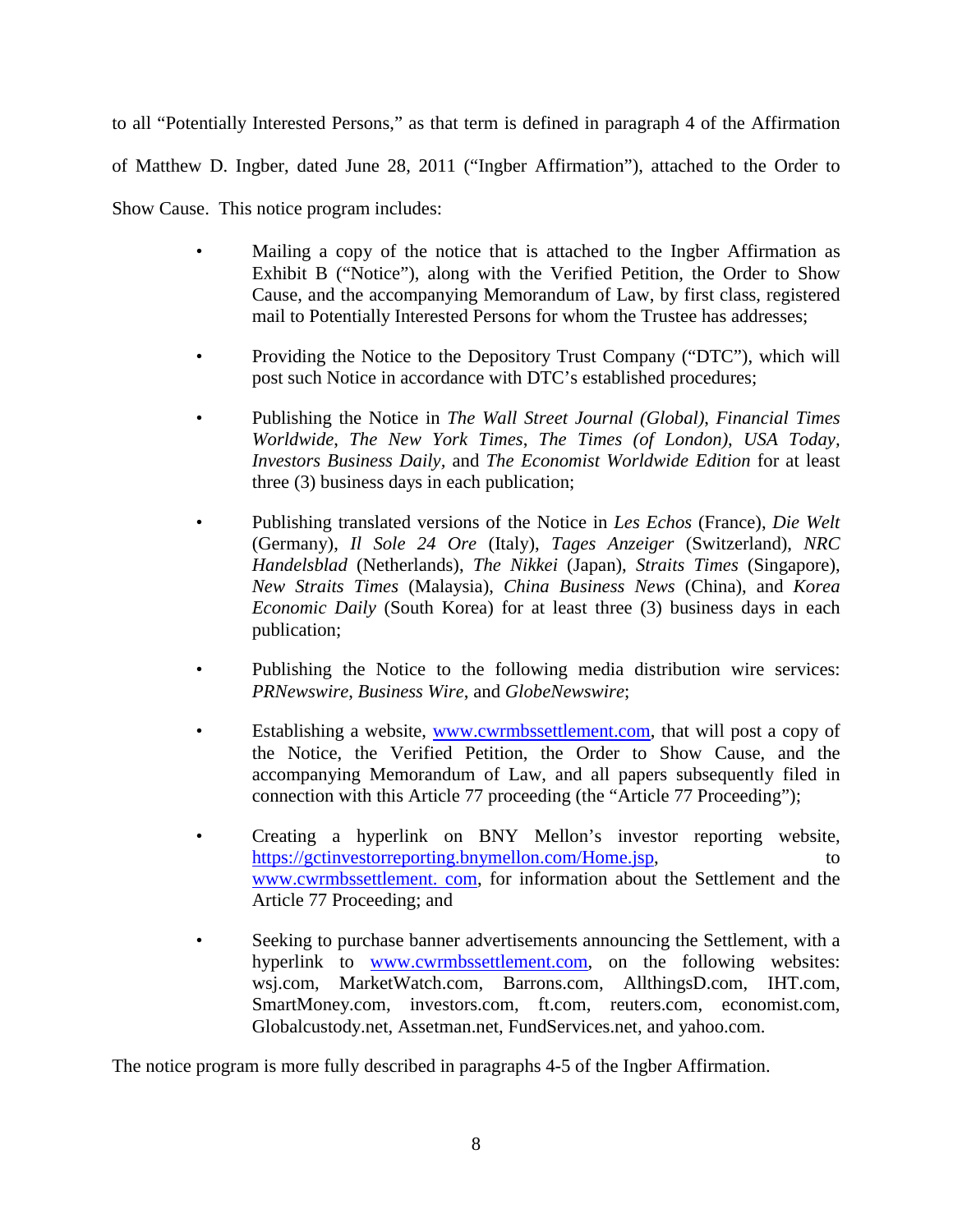to all "Potentially Interested Persons," as that term is defined in paragraph 4 of the Affirmation of Matthew D. Ingber, dated June 28, 2011 ("Ingber Affirmation"), attached to the Order to Show Cause. This notice program includes:

- Mailing a copy of the notice that is attached to the Ingber Affirmation as Exhibit B ("Notice"), along with the Verified Petition, the Order to Show Cause, and the accompanying Memorandum of Law, by first class, registered mail to Potentially Interested Persons for whom the Trustee has addresses;

- Providing the Notice to the Depository Trust Company ("DTC"), which will post such Notice in accordance with DTC's established procedures;

- Publishing the Notice in *The Wall Street Journal (Global)*, *Financial Times Worldwide*, *The New York Times*, *The Times (of London)*, *USA Today*, *Investors Business Daily*, and *The Economist Worldwide Edition* for at least three (3) business days in each publication;

- Publishing translated versions of the Notice in *Les Echos* (France), *Die Welt* (Germany), *Il Sole 24 Ore* (Italy), *Tages Anzeiger* (Switzerland), *NRC Handelsblad* (Netherlands), *The Nikkei* (Japan), *Straits Times* (Singapore), *New Straits Times* (Malaysia), *China Business News* (China), and *Korea Economic Daily* (South Korea) for at least three (3) business days in each publication;

- Publishing the Notice to the following media distribution wire services: *PRNewswire*, *Business Wire*, and *GlobeNewswire*;

- Establishing a website, www.cwrmbssettlement.com, that will post a copy of the Notice, the Verified Petition, the Order to Show Cause, and the accompanying Memorandum of Law, and all papers subsequently filed in connection with this Article 77 proceeding (the "Article 77 Proceeding");

- Creating a hyperlink on BNY Mellon's investor reporting website, https://gctinvestorreporting.bnymellon.com/Home.jsp, to www.cwrmbssettlement. com, for information about the Settlement and the Article 77 Proceeding; and

- Seeking to purchase banner advertisements announcing the Settlement, with a hyperlink to www.cwrmbssettlement.com, on the following websites: wsj.com, MarketWatch.com, Barrons.com, AllthingsD.com, IHT.com, SmartMoney.com, investors.com, ft.com, reuters.com, economist.com, Globalcustody.net, Assetman.net, FundServices.net, and yahoo.com.

The notice program is more fully described in paragraphs 4-5 of the Ingber Affirmation.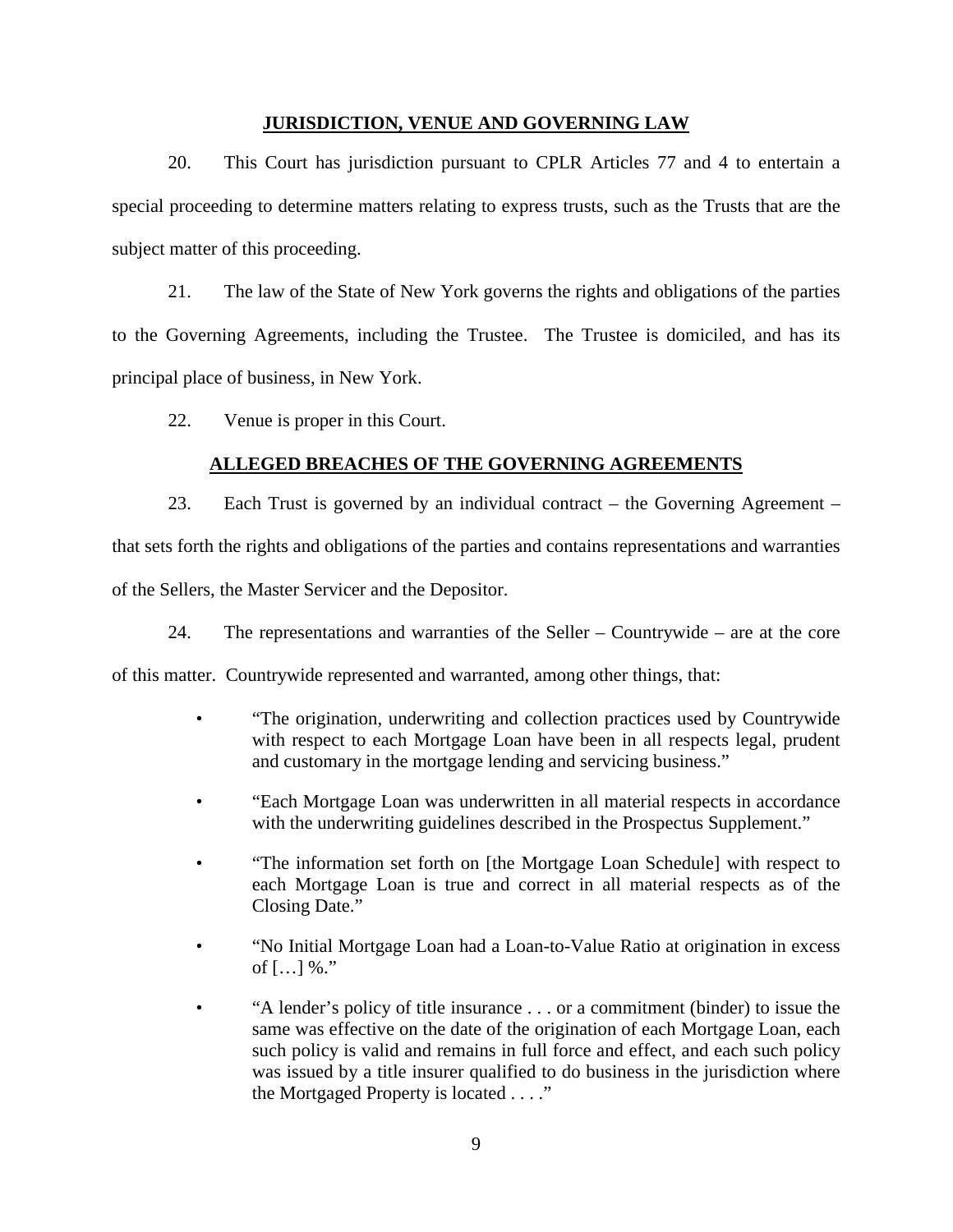## JURISDICTION, VENUE AND GOVERNING LAW

20. This Court has jurisdiction pursuant to CPLR Articles 77 and 4 to entertain a special proceeding to determine matters relating to express trusts, such as the Trusts that are the subject matter of this proceeding.

21. The law of the State of New York governs the rights and obligations of the parties to the Governing Agreements, including the Trustee. The Trustee is domiciled, and has its principal place of business, in New York.

22. Venue is proper in this Court.

## ALLEGED BREACHES OF THE GOVERNING AGREEMENTS

23. Each Trust is governed by an individual contract – the Governing Agreement – that sets forth the rights and obligations of the parties and contains representations and warranties of the Sellers, the Master Servicer and the Depositor.

24. The representations and warranties of the Seller – Countrywide – are at the core of this matter. Countrywide represented and warranted, among other things, that:

- "The origination, underwriting and collection practices used by Countrywide with respect to each Mortgage Loan have been in all respects legal, prudent and customary in the mortgage lending and servicing business."
- "Each Mortgage Loan was underwritten in all material respects in accordance with the underwriting guidelines described in the Prospectus Supplement."
- "The information set forth on [the Mortgage Loan Schedule] with respect to each Mortgage Loan is true and correct in all material respects as of the Closing Date."
- "No Initial Mortgage Loan had a Loan-to-Value Ratio at origination in excess of […] %."
- "A lender's policy of title insurance . . . or a commitment (binder) to issue the same was effective on the date of the origination of each Mortgage Loan, each such policy is valid and remains in full force and effect, and each such policy was issued by a title insurer qualified to do business in the jurisdiction where the Mortgaged Property is located . . . ."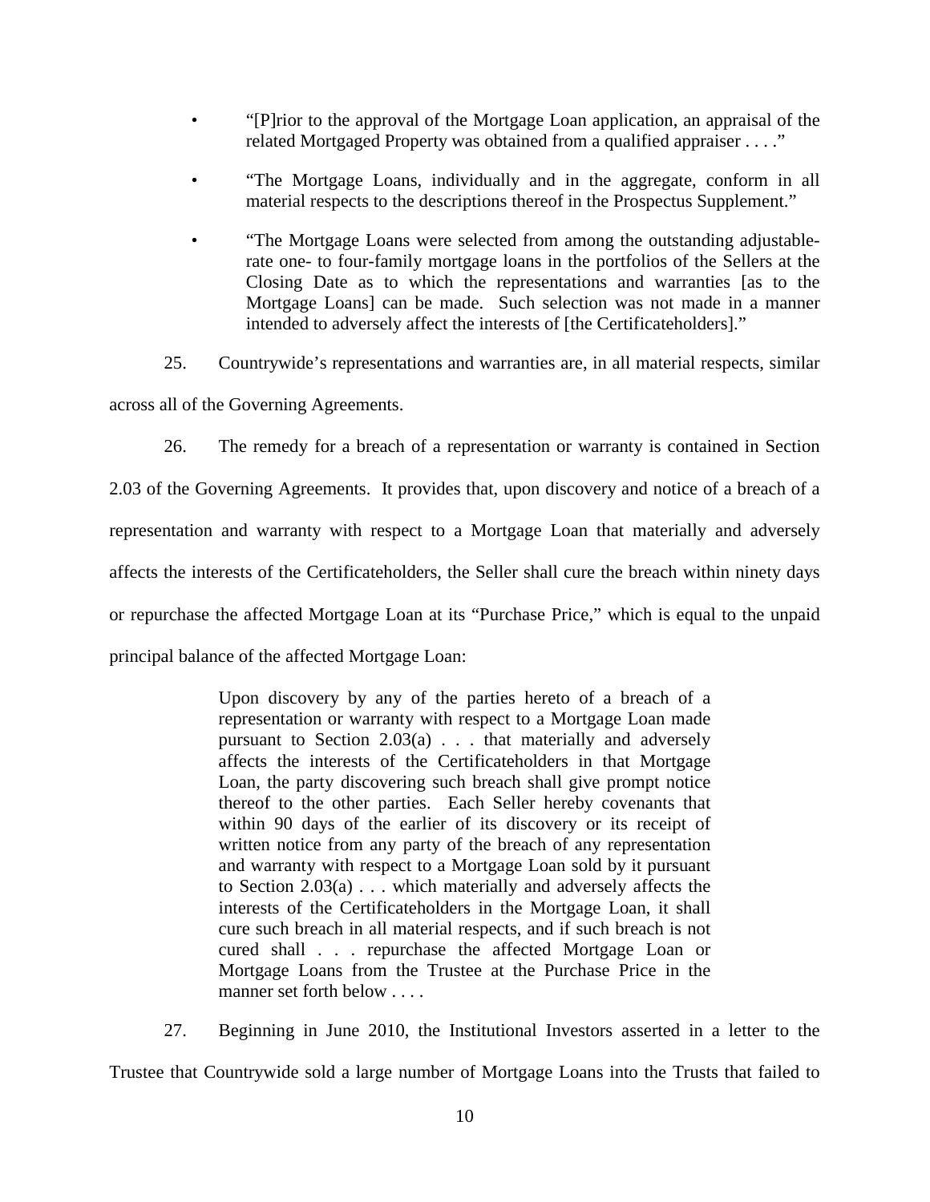- "[P]rior to the approval of the Mortgage Loan application, an appraisal of the related Mortgaged Property was obtained from a qualified appraiser . . . ."
- "The Mortgage Loans, individually and in the aggregate, conform in all material respects to the descriptions thereof in the Prospectus Supplement."
- "The Mortgage Loans were selected from among the outstanding adjustable-rate one- to four-family mortgage loans in the portfolios of the Sellers at the Closing Date as to which the representations and warranties [as to the Mortgage Loans] can be made. Such selection was not made in a manner intended to adversely affect the interests of [the Certificateholders]."

25. Countrywide's representations and warranties are, in all material respects, similar across all of the Governing Agreements.

26. The remedy for a breach of a representation or warranty is contained in Section 2.03 of the Governing Agreements. It provides that, upon discovery and notice of a breach of a representation and warranty with respect to a Mortgage Loan that materially and adversely affects the interests of the Certificateholders, the Seller shall cure the breach within ninety days or repurchase the affected Mortgage Loan at its "Purchase Price," which is equal to the unpaid principal balance of the affected Mortgage Loan:

> Upon discovery by any of the parties hereto of a breach of a representation or warranty with respect to a Mortgage Loan made pursuant to Section 2.03(a) . . . that materially and adversely affects the interests of the Certificateholders in that Mortgage Loan, the party discovering such breach shall give prompt notice thereof to the other parties. Each Seller hereby covenants that within 90 days of the earlier of its discovery or its receipt of written notice from any party of the breach of any representation and warranty with respect to a Mortgage Loan sold by it pursuant to Section 2.03(a) . . . which materially and adversely affects the interests of the Certificateholders in the Mortgage Loan, it shall cure such breach in all material respects, and if such breach is not cured shall . . . repurchase the affected Mortgage Loan or Mortgage Loans from the Trustee at the Purchase Price in the manner set forth below . . . .

27. Beginning in June 2010, the Institutional Investors asserted in a letter to the Trustee that Countrywide sold a large number of Mortgage Loans into the Trusts that failed to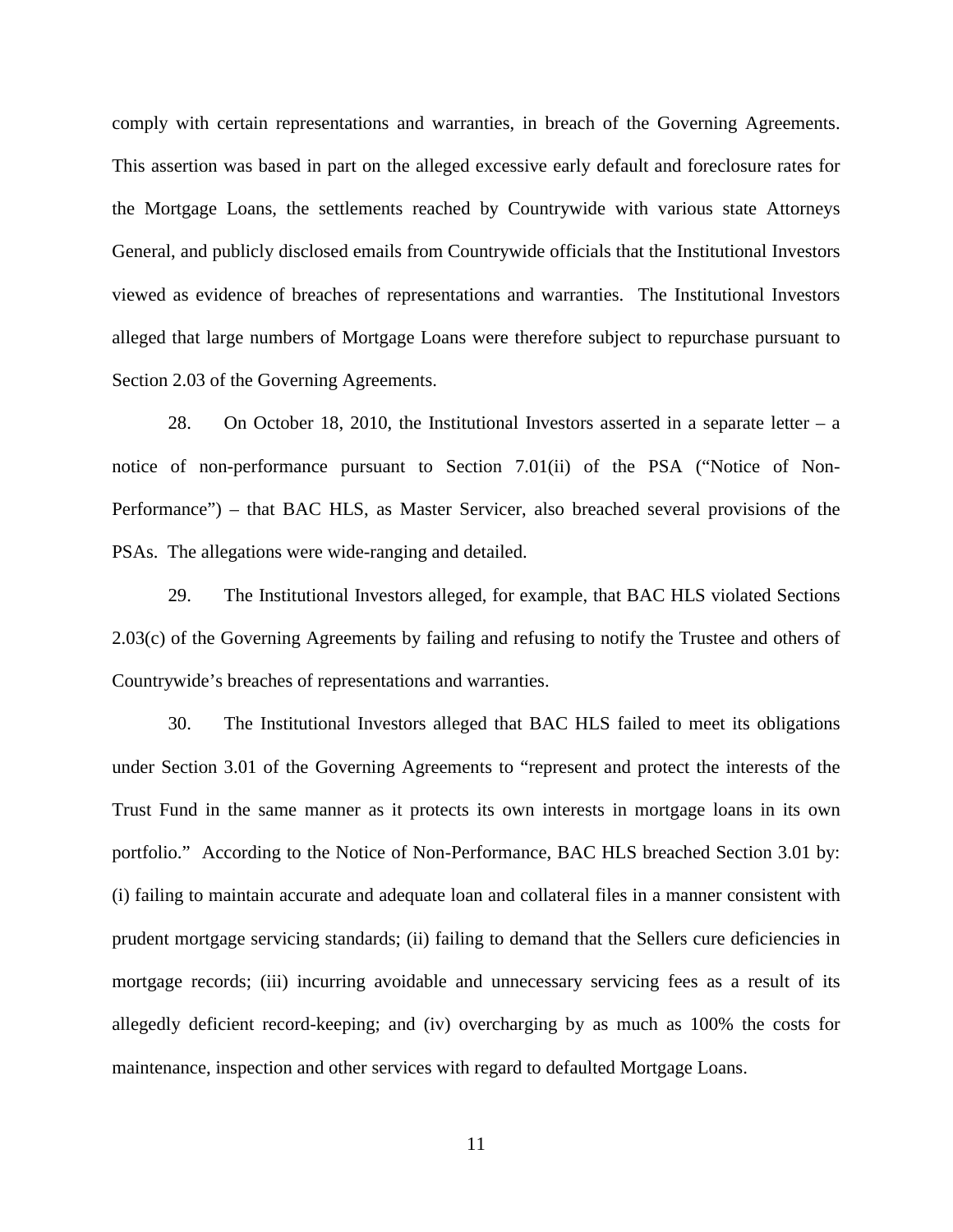comply with certain representations and warranties, in breach of the Governing Agreements. This assertion was based in part on the alleged excessive early default and foreclosure rates for the Mortgage Loans, the settlements reached by Countrywide with various state Attorneys General, and publicly disclosed emails from Countrywide officials that the Institutional Investors viewed as evidence of breaches of representations and warranties. The Institutional Investors alleged that large numbers of Mortgage Loans were therefore subject to repurchase pursuant to Section 2.03 of the Governing Agreements.

28. On October 18, 2010, the Institutional Investors asserted in a separate letter – a notice of non-performance pursuant to Section 7.01(ii) of the PSA ("Notice of Non-Performance") – that BAC HLS, as Master Servicer, also breached several provisions of the PSAs. The allegations were wide-ranging and detailed.

29. The Institutional Investors alleged, for example, that BAC HLS violated Sections 2.03(c) of the Governing Agreements by failing and refusing to notify the Trustee and others of Countrywide's breaches of representations and warranties.

30. The Institutional Investors alleged that BAC HLS failed to meet its obligations under Section 3.01 of the Governing Agreements to "represent and protect the interests of the Trust Fund in the same manner as it protects its own interests in mortgage loans in its own portfolio." According to the Notice of Non-Performance, BAC HLS breached Section 3.01 by: (i) failing to maintain accurate and adequate loan and collateral files in a manner consistent with prudent mortgage servicing standards; (ii) failing to demand that the Sellers cure deficiencies in mortgage records; (iii) incurring avoidable and unnecessary servicing fees as a result of its allegedly deficient record-keeping; and (iv) overcharging by as much as 100% the costs for maintenance, inspection and other services with regard to defaulted Mortgage Loans.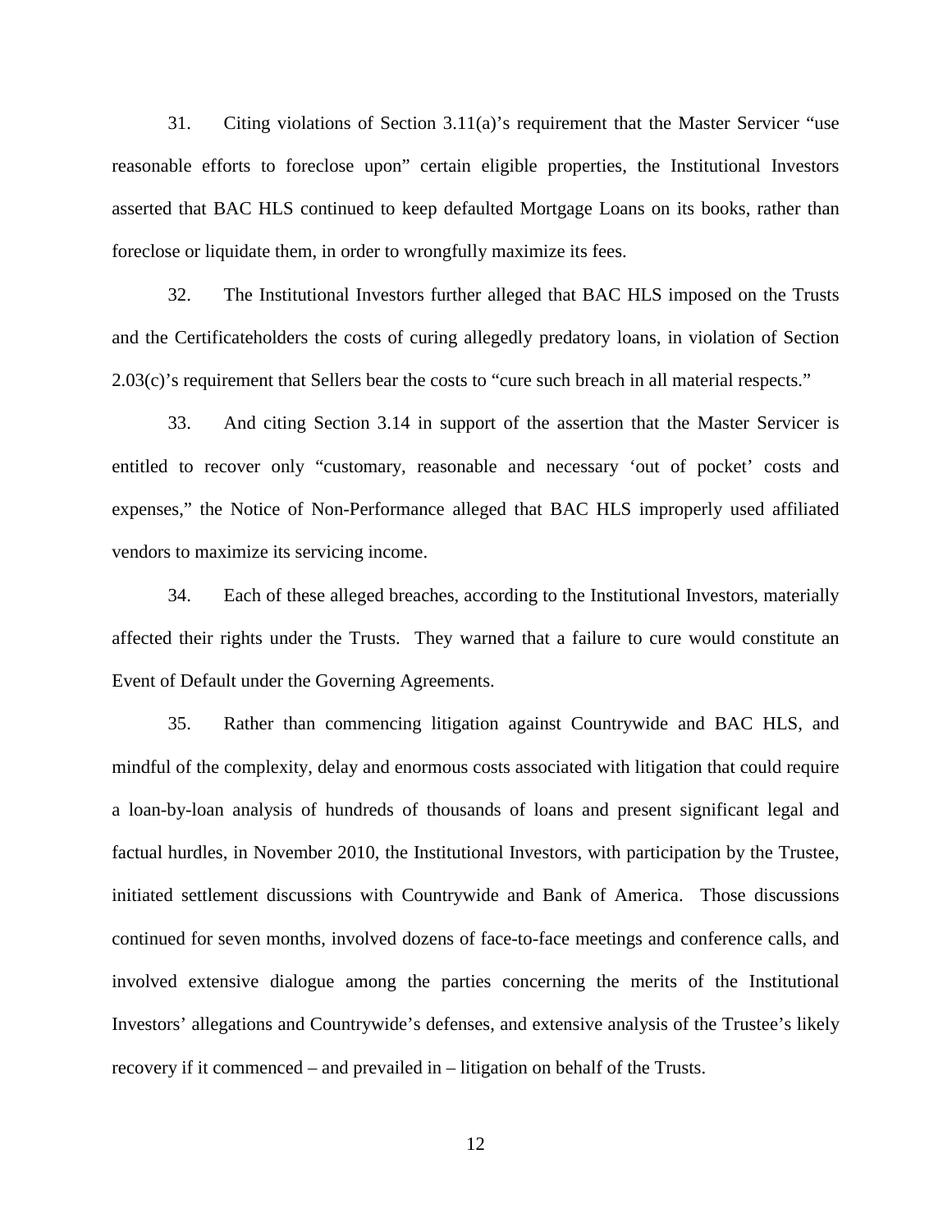31. Citing violations of Section 3.11(a)'s requirement that the Master Servicer "use reasonable efforts to foreclose upon" certain eligible properties, the Institutional Investors asserted that BAC HLS continued to keep defaulted Mortgage Loans on its books, rather than foreclose or liquidate them, in order to wrongfully maximize its fees.

32. The Institutional Investors further alleged that BAC HLS imposed on the Trusts and the Certificateholders the costs of curing allegedly predatory loans, in violation of Section 2.03(c)'s requirement that Sellers bear the costs to "cure such breach in all material respects."

33. And citing Section 3.14 in support of the assertion that the Master Servicer is entitled to recover only "customary, reasonable and necessary 'out of pocket' costs and expenses," the Notice of Non-Performance alleged that BAC HLS improperly used affiliated vendors to maximize its servicing income.

34. Each of these alleged breaches, according to the Institutional Investors, materially affected their rights under the Trusts. They warned that a failure to cure would constitute an Event of Default under the Governing Agreements.

35. Rather than commencing litigation against Countrywide and BAC HLS, and mindful of the complexity, delay and enormous costs associated with litigation that could require a loan-by-loan analysis of hundreds of thousands of loans and present significant legal and factual hurdles, in November 2010, the Institutional Investors, with participation by the Trustee, initiated settlement discussions with Countrywide and Bank of America. Those discussions continued for seven months, involved dozens of face-to-face meetings and conference calls, and involved extensive dialogue among the parties concerning the merits of the Institutional Investors' allegations and Countrywide's defenses, and extensive analysis of the Trustee's likely recovery if it commenced – and prevailed in – litigation on behalf of the Trusts.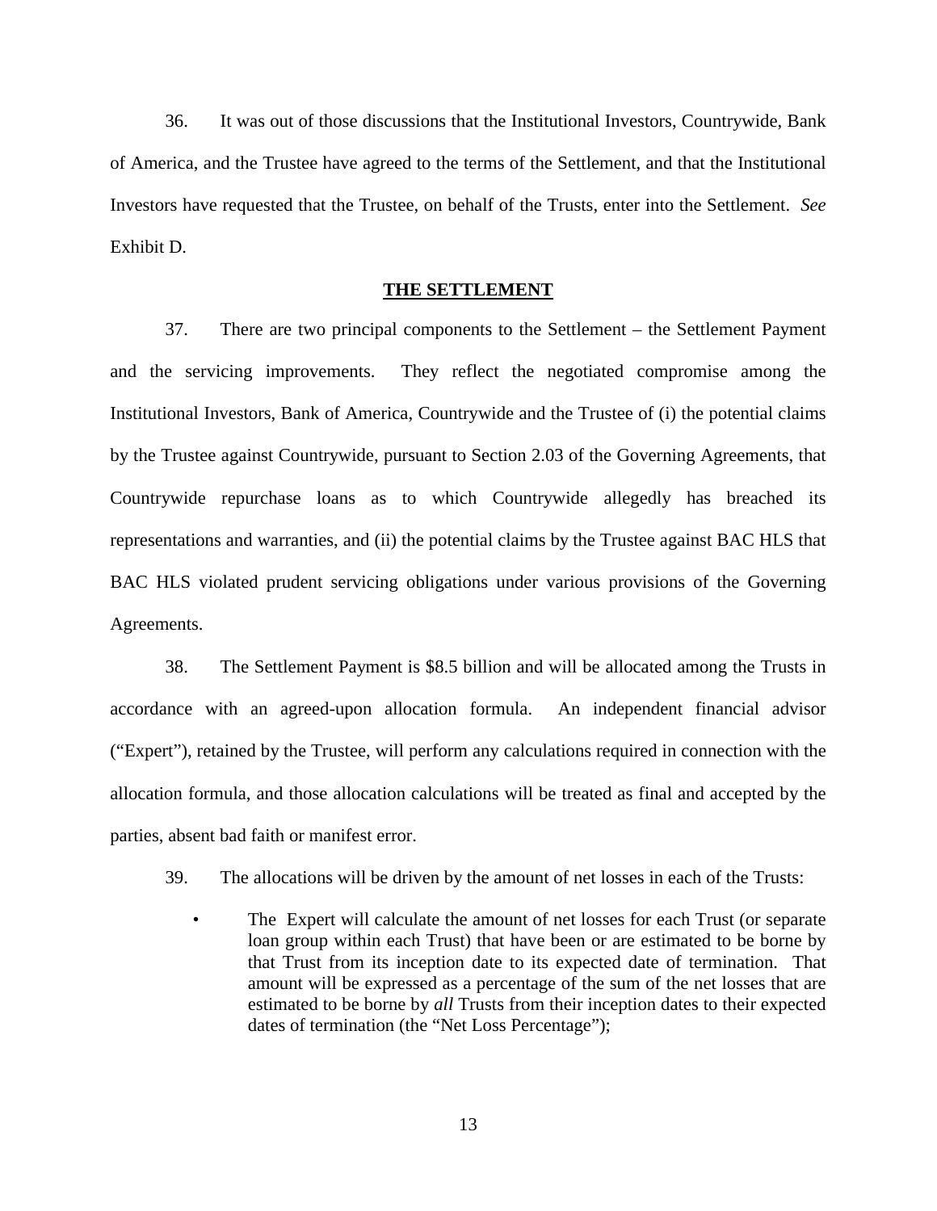36. It was out of those discussions that the Institutional Investors, Countrywide, Bank of America, and the Trustee have agreed to the terms of the Settlement, and that the Institutional Investors have requested that the Trustee, on behalf of the Trusts, enter into the Settlement. *See* Exhibit D.

## THE SETTLEMENT

37. There are two principal components to the Settlement – the Settlement Payment and the servicing improvements. They reflect the negotiated compromise among the Institutional Investors, Bank of America, Countrywide and the Trustee of (i) the potential claims by the Trustee against Countrywide, pursuant to Section 2.03 of the Governing Agreements, that Countrywide repurchase loans as to which Countrywide allegedly has breached its representations and warranties, and (ii) the potential claims by the Trustee against BAC HLS that BAC HLS violated prudent servicing obligations under various provisions of the Governing Agreements.

38. The Settlement Payment is $8.5 billion and will be allocated among the Trusts in accordance with an agreed-upon allocation formula. An independent financial advisor ("Expert"), retained by the Trustee, will perform any calculations required in connection with the allocation formula, and those allocation calculations will be treated as final and accepted by the parties, absent bad faith or manifest error.

39. The allocations will be driven by the amount of net losses in each of the Trusts:

- The Expert will calculate the amount of net losses for each Trust (or separate loan group within each Trust) that have been or are estimated to be borne by that Trust from its inception date to its expected date of termination. That amount will be expressed as a percentage of the sum of the net losses that are estimated to be borne by *all* Trusts from their inception dates to their expected dates of termination (the "Net Loss Percentage");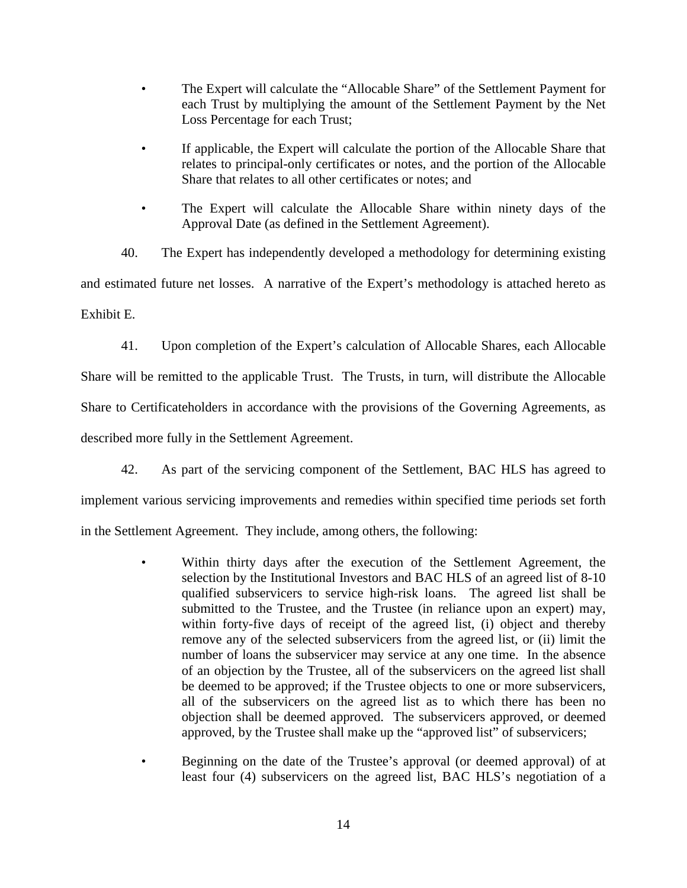- The Expert will calculate the "Allocable Share" of the Settlement Payment for each Trust by multiplying the amount of the Settlement Payment by the Net Loss Percentage for each Trust;

- If applicable, the Expert will calculate the portion of the Allocable Share that relates to principal-only certificates or notes, and the portion of the Allocable Share that relates to all other certificates or notes; and

- The Expert will calculate the Allocable Share within ninety days of the Approval Date (as defined in the Settlement Agreement).

40. The Expert has independently developed a methodology for determining existing and estimated future net losses. A narrative of the Expert's methodology is attached hereto as Exhibit E.

41. Upon completion of the Expert's calculation of Allocable Shares, each Allocable Share will be remitted to the applicable Trust. The Trusts, in turn, will distribute the Allocable Share to Certificateholders in accordance with the provisions of the Governing Agreements, as described more fully in the Settlement Agreement.

42. As part of the servicing component of the Settlement, BAC HLS has agreed to implement various servicing improvements and remedies within specified time periods set forth in the Settlement Agreement. They include, among others, the following:

- Within thirty days after the execution of the Settlement Agreement, the selection by the Institutional Investors and BAC HLS of an agreed list of 8-10 qualified subservicers to service high-risk loans. The agreed list shall be submitted to the Trustee, and the Trustee (in reliance upon an expert) may, within forty-five days of receipt of the agreed list, (i) object and thereby remove any of the selected subservicers from the agreed list, or (ii) limit the number of loans the subservicer may service at any one time. In the absence of an objection by the Trustee, all of the subservicers on the agreed list shall be deemed to be approved; if the Trustee objects to one or more subservicers, all of the subservicers on the agreed list as to which there has been no objection shall be deemed approved. The subservicers approved, or deemed approved, by the Trustee shall make up the "approved list" of subservicers;

- Beginning on the date of the Trustee's approval (or deemed approval) of at least four (4) subservicers on the agreed list, BAC HLS's negotiation of a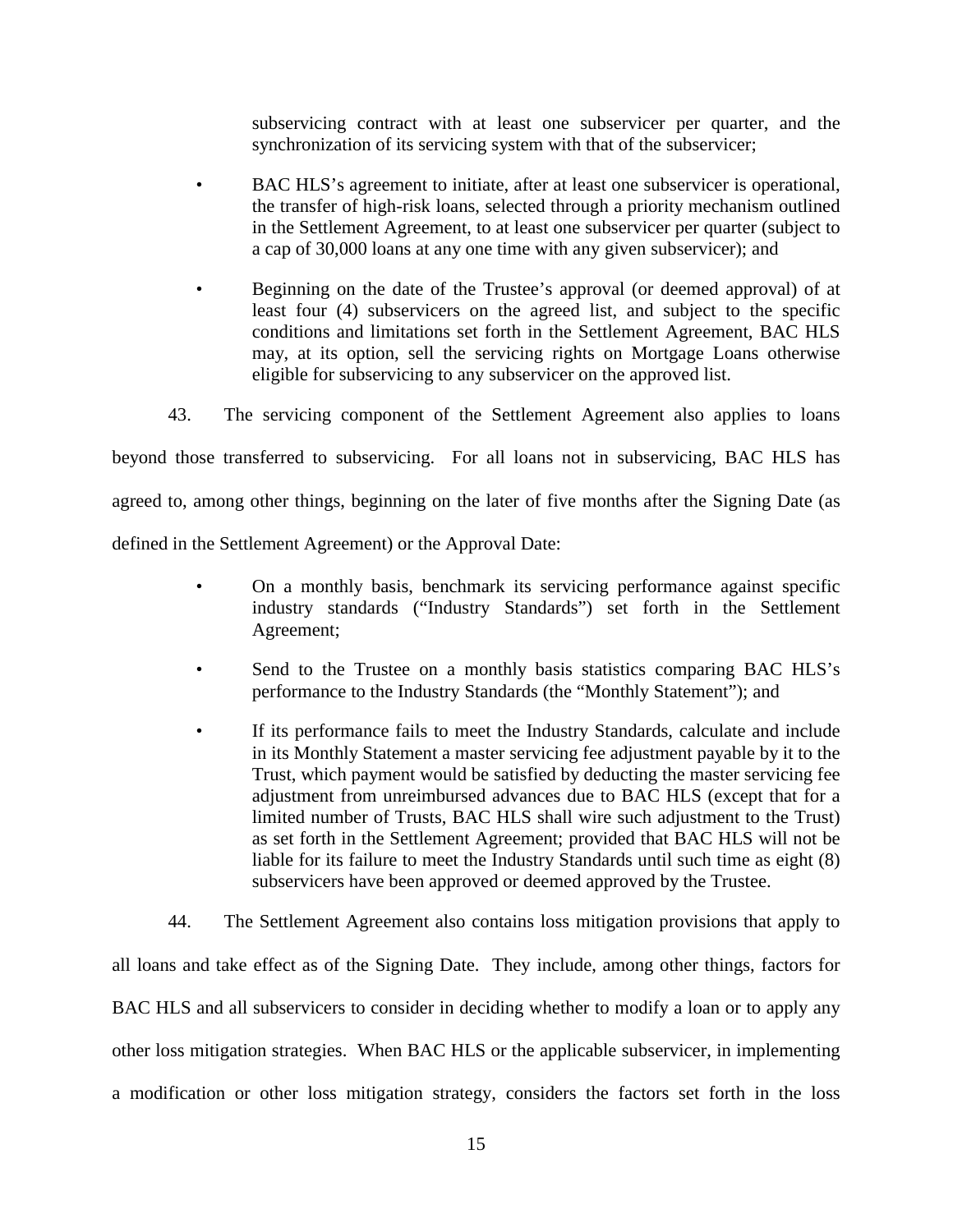subservicing contract with at least one subservicer per quarter, and the synchronization of its servicing system with that of the subservicer;

- BAC HLS's agreement to initiate, after at least one subservicer is operational, the transfer of high-risk loans, selected through a priority mechanism outlined in the Settlement Agreement, to at least one subservicer per quarter (subject to a cap of 30,000 loans at any one time with any given subservicer); and

- Beginning on the date of the Trustee's approval (or deemed approval) of at least four (4) subservicers on the agreed list, and subject to the specific conditions and limitations set forth in the Settlement Agreement, BAC HLS may, at its option, sell the servicing rights on Mortgage Loans otherwise eligible for subservicing to any subservicer on the approved list.

43. The servicing component of the Settlement Agreement also applies to loans beyond those transferred to subservicing. For all loans not in subservicing, BAC HLS has agreed to, among other things, beginning on the later of five months after the Signing Date (as defined in the Settlement Agreement) or the Approval Date:

- On a monthly basis, benchmark its servicing performance against specific industry standards ("Industry Standards") set forth in the Settlement Agreement;

- Send to the Trustee on a monthly basis statistics comparing BAC HLS's performance to the Industry Standards (the "Monthly Statement"); and

- If its performance fails to meet the Industry Standards, calculate and include in its Monthly Statement a master servicing fee adjustment payable by it to the Trust, which payment would be satisfied by deducting the master servicing fee adjustment from unreimbursed advances due to BAC HLS (except that for a limited number of Trusts, BAC HLS shall wire such adjustment to the Trust) as set forth in the Settlement Agreement; provided that BAC HLS will not be liable for its failure to meet the Industry Standards until such time as eight (8) subservicers have been approved or deemed approved by the Trustee.

44. The Settlement Agreement also contains loss mitigation provisions that apply to all loans and take effect as of the Signing Date. They include, among other things, factors for BAC HLS and all subservicers to consider in deciding whether to modify a loan or to apply any other loss mitigation strategies. When BAC HLS or the applicable subservicer, in implementing a modification or other loss mitigation strategy, considers the factors set forth in the loss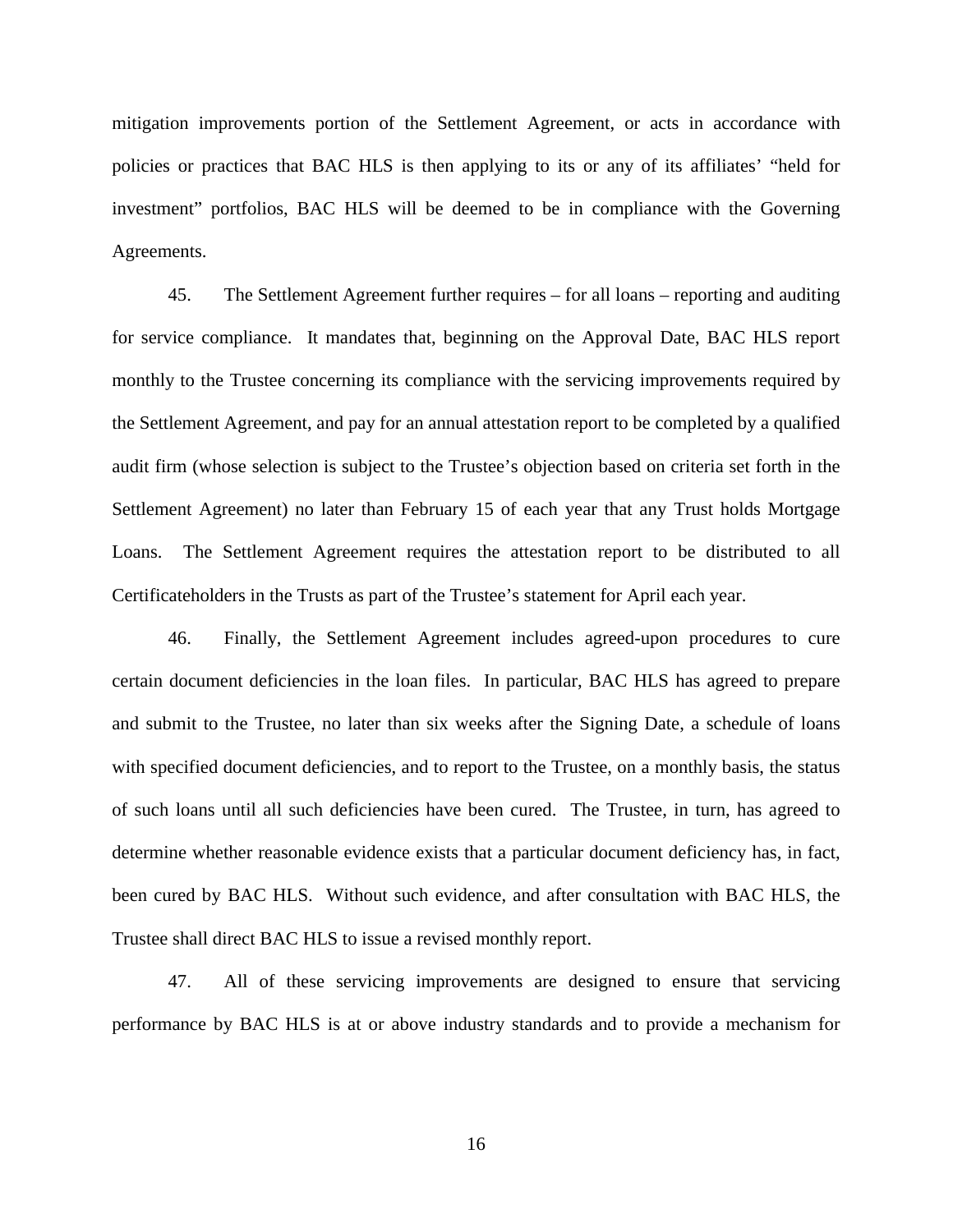mitigation improvements portion of the Settlement Agreement, or acts in accordance with policies or practices that BAC HLS is then applying to its or any of its affiliates' "held for investment" portfolios, BAC HLS will be deemed to be in compliance with the Governing Agreements.

45. The Settlement Agreement further requires – for all loans – reporting and auditing for service compliance. It mandates that, beginning on the Approval Date, BAC HLS report monthly to the Trustee concerning its compliance with the servicing improvements required by the Settlement Agreement, and pay for an annual attestation report to be completed by a qualified audit firm (whose selection is subject to the Trustee's objection based on criteria set forth in the Settlement Agreement) no later than February 15 of each year that any Trust holds Mortgage Loans. The Settlement Agreement requires the attestation report to be distributed to all Certificateholders in the Trusts as part of the Trustee's statement for April each year.

46. Finally, the Settlement Agreement includes agreed-upon procedures to cure certain document deficiencies in the loan files. In particular, BAC HLS has agreed to prepare and submit to the Trustee, no later than six weeks after the Signing Date, a schedule of loans with specified document deficiencies, and to report to the Trustee, on a monthly basis, the status of such loans until all such deficiencies have been cured. The Trustee, in turn, has agreed to determine whether reasonable evidence exists that a particular document deficiency has, in fact, been cured by BAC HLS. Without such evidence, and after consultation with BAC HLS, the Trustee shall direct BAC HLS to issue a revised monthly report.

47. All of these servicing improvements are designed to ensure that servicing performance by BAC HLS is at or above industry standards and to provide a mechanism for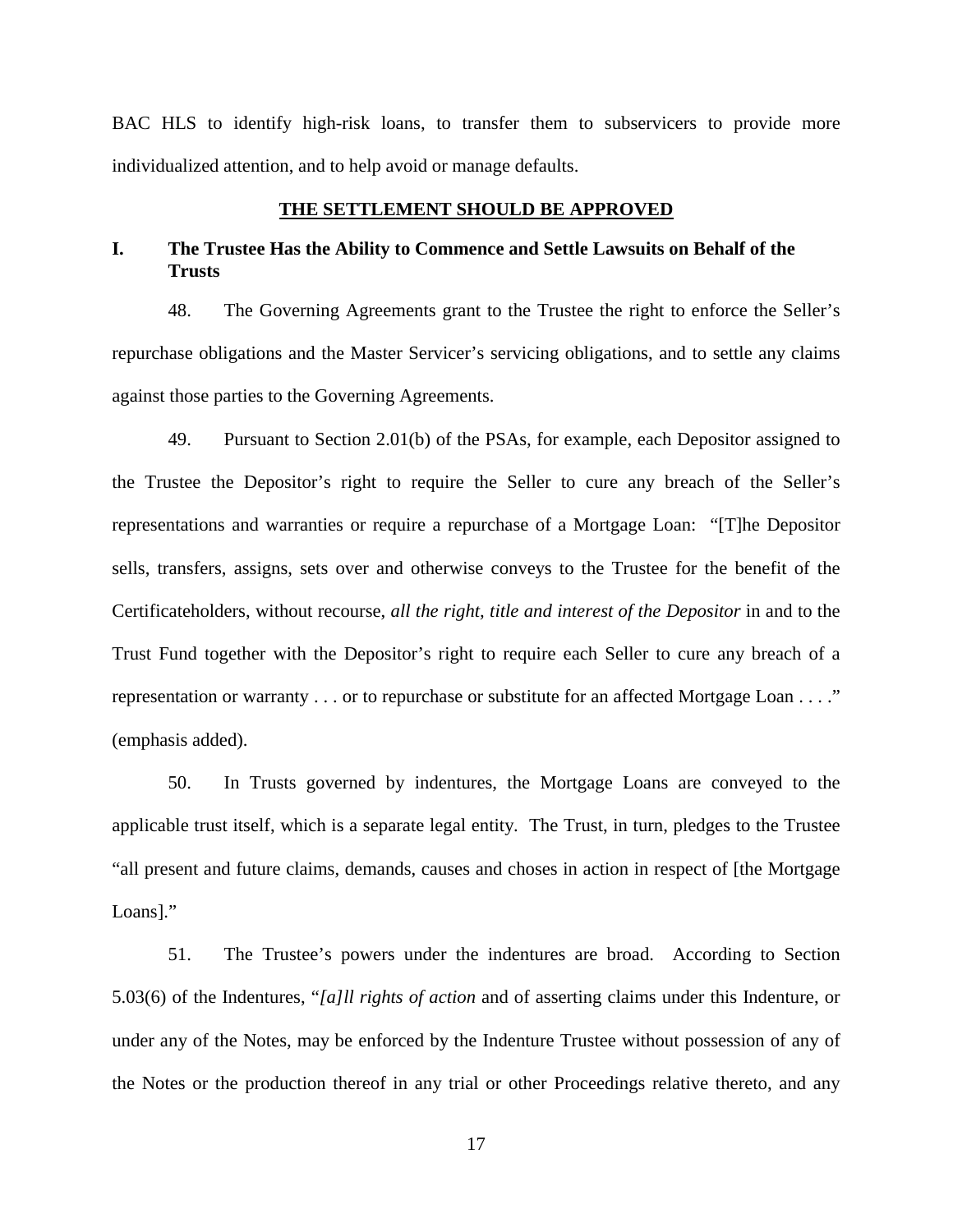BAC HLS to identify high-risk loans, to transfer them to subservicers to provide more individualized attention, and to help avoid or manage defaults.

## <u>THE SETTLEMENT SHOULD BE APPROVED</u>

### I. The Trustee Has the Ability to Commence and Settle Lawsuits on Behalf of the Trusts

48. The Governing Agreements grant to the Trustee the right to enforce the Seller's repurchase obligations and the Master Servicer's servicing obligations, and to settle any claims against those parties to the Governing Agreements.

49. Pursuant to Section 2.01(b) of the PSAs, for example, each Depositor assigned to the Trustee the Depositor's right to require the Seller to cure any breach of the Seller's representations and warranties or require a repurchase of a Mortgage Loan: "[T]he Depositor sells, transfers, assigns, sets over and otherwise conveys to the Trustee for the benefit of the Certificateholders, without recourse, *all the right, title and interest of the Depositor* in and to the Trust Fund together with the Depositor's right to require each Seller to cure any breach of a representation or warranty . . . or to repurchase or substitute for an affected Mortgage Loan . . . ." (emphasis added).

50. In Trusts governed by indentures, the Mortgage Loans are conveyed to the applicable trust itself, which is a separate legal entity. The Trust, in turn, pledges to the Trustee "all present and future claims, demands, causes and choses in action in respect of [the Mortgage Loans]."

51. The Trustee's powers under the indentures are broad. According to Section 5.03(6) of the Indentures, "*[a]ll rights of action* and of asserting claims under this Indenture, or under any of the Notes, may be enforced by the Indenture Trustee without possession of any of the Notes or the production thereof in any trial or other Proceedings relative thereto, and any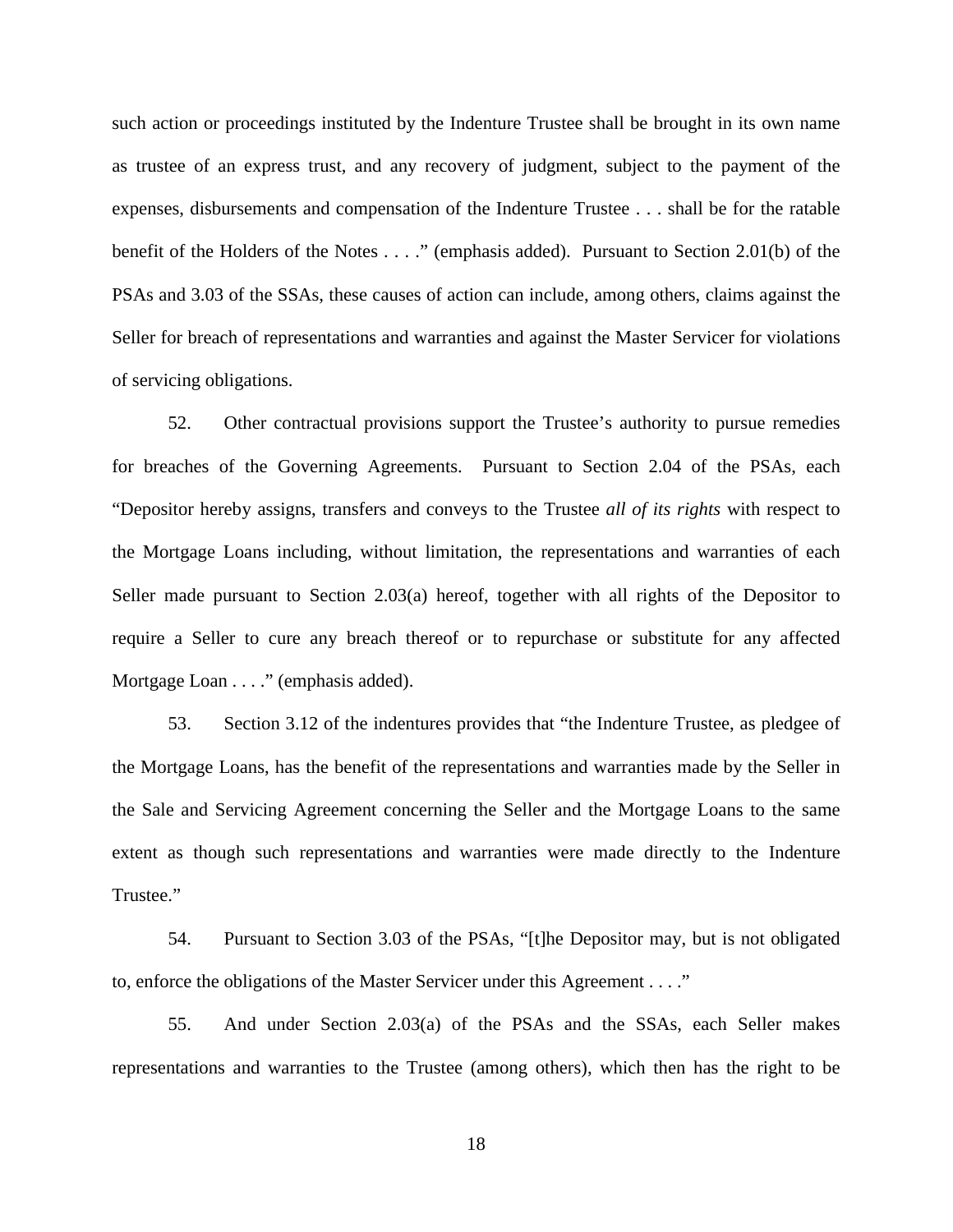such action or proceedings instituted by the Indenture Trustee shall be brought in its own name as trustee of an express trust, and any recovery of judgment, subject to the payment of the expenses, disbursements and compensation of the Indenture Trustee . . . shall be for the ratable benefit of the Holders of the Notes . . . ." (emphasis added). Pursuant to Section 2.01(b) of the PSAs and 3.03 of the SSAs, these causes of action can include, among others, claims against the Seller for breach of representations and warranties and against the Master Servicer for violations of servicing obligations.

52. Other contractual provisions support the Trustee's authority to pursue remedies for breaches of the Governing Agreements. Pursuant to Section 2.04 of the PSAs, each "Depositor hereby assigns, transfers and conveys to the Trustee *all of its rights* with respect to the Mortgage Loans including, without limitation, the representations and warranties of each Seller made pursuant to Section 2.03(a) hereof, together with all rights of the Depositor to require a Seller to cure any breach thereof or to repurchase or substitute for any affected Mortgage Loan . . . ." (emphasis added).

53. Section 3.12 of the indentures provides that "the Indenture Trustee, as pledgee of the Mortgage Loans, has the benefit of the representations and warranties made by the Seller in the Sale and Servicing Agreement concerning the Seller and the Mortgage Loans to the same extent as though such representations and warranties were made directly to the Indenture Trustee."

54. Pursuant to Section 3.03 of the PSAs, "[t]he Depositor may, but is not obligated to, enforce the obligations of the Master Servicer under this Agreement . . . ."

55. And under Section 2.03(a) of the PSAs and the SSAs, each Seller makes representations and warranties to the Trustee (among others), which then has the right to be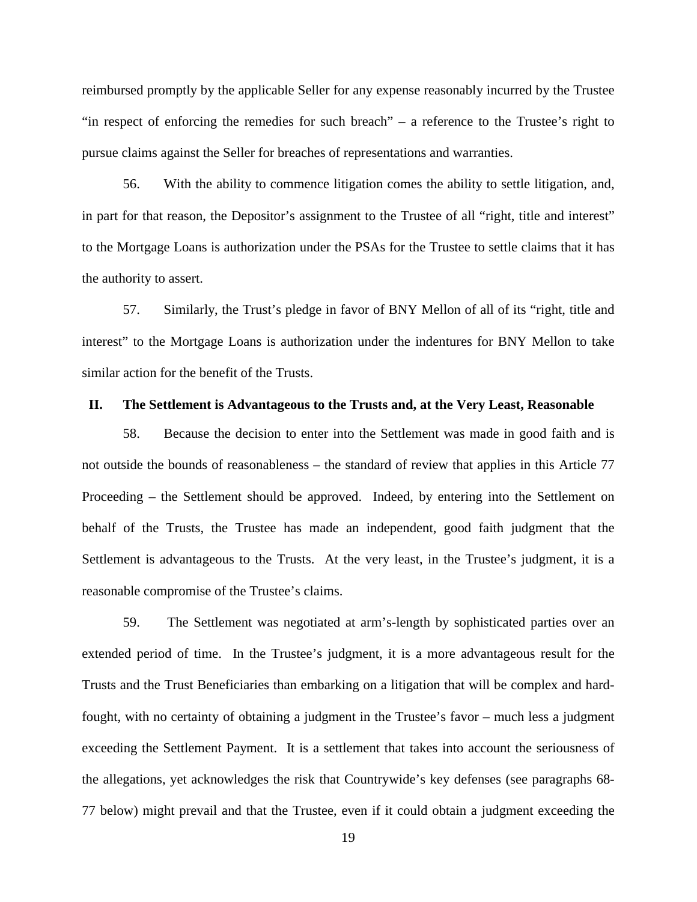reimbursed promptly by the applicable Seller for any expense reasonably incurred by the Trustee "in respect of enforcing the remedies for such breach" – a reference to the Trustee's right to pursue claims against the Seller for breaches of representations and warranties.

56. With the ability to commence litigation comes the ability to settle litigation, and, in part for that reason, the Depositor's assignment to the Trustee of all "right, title and interest" to the Mortgage Loans is authorization under the PSAs for the Trustee to settle claims that it has the authority to assert.

57. Similarly, the Trust's pledge in favor of BNY Mellon of all of its "right, title and interest" to the Mortgage Loans is authorization under the indentures for BNY Mellon to take similar action for the benefit of the Trusts.

## II. The Settlement is Advantageous to the Trusts and, at the Very Least, Reasonable

58. Because the decision to enter into the Settlement was made in good faith and is not outside the bounds of reasonableness – the standard of review that applies in this Article 77 Proceeding – the Settlement should be approved. Indeed, by entering into the Settlement on behalf of the Trusts, the Trustee has made an independent, good faith judgment that the Settlement is advantageous to the Trusts. At the very least, in the Trustee's judgment, it is a reasonable compromise of the Trustee's claims.

59. The Settlement was negotiated at arm's-length by sophisticated parties over an extended period of time. In the Trustee's judgment, it is a more advantageous result for the Trusts and the Trust Beneficiaries than embarking on a litigation that will be complex and hard-fought, with no certainty of obtaining a judgment in the Trustee's favor – much less a judgment exceeding the Settlement Payment. It is a settlement that takes into account the seriousness of the allegations, yet acknowledges the risk that Countrywide's key defenses (see paragraphs 68-77 below) might prevail and that the Trustee, even if it could obtain a judgment exceeding the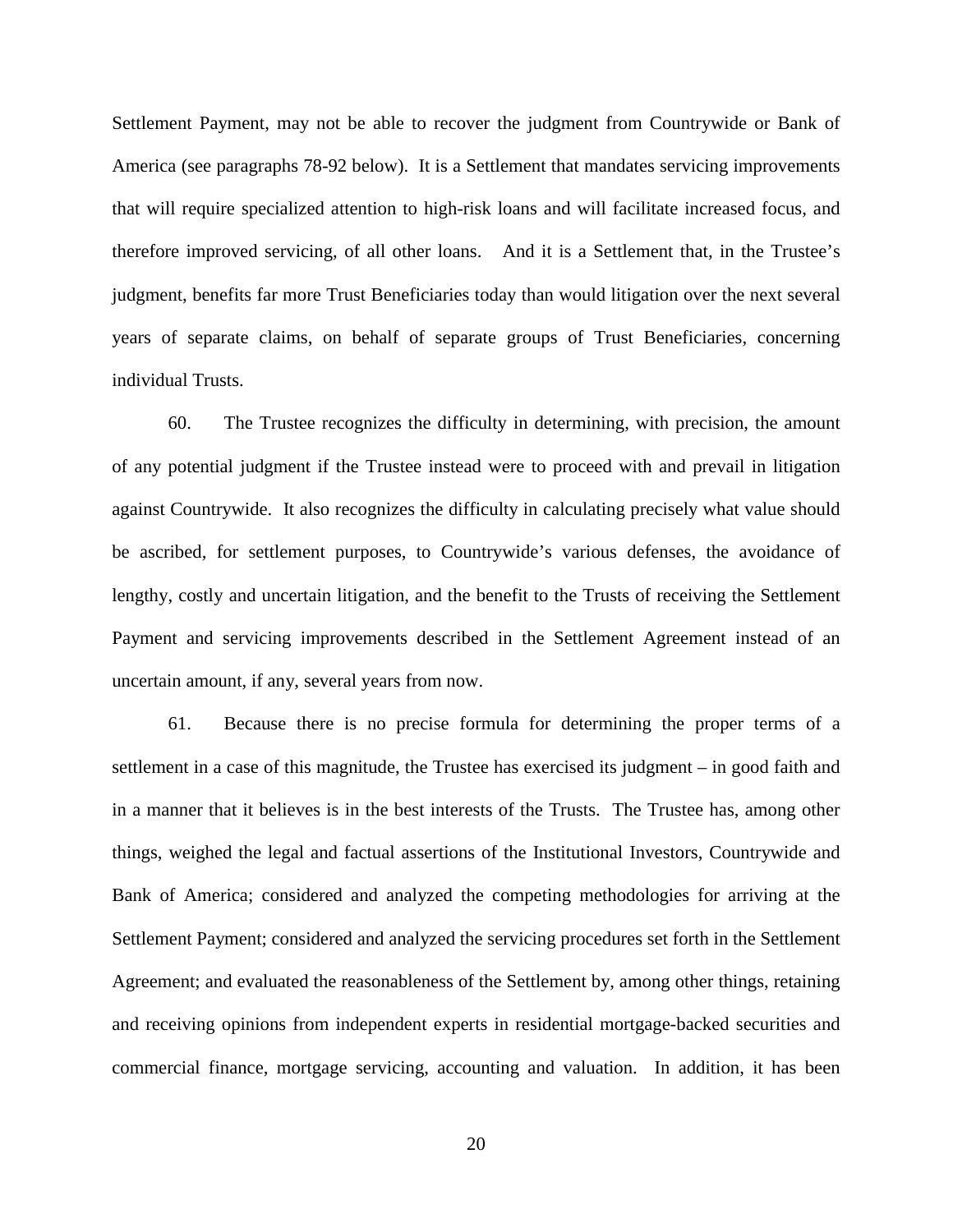Settlement Payment, may not be able to recover the judgment from Countrywide or Bank of America (see paragraphs 78-92 below). It is a Settlement that mandates servicing improvements that will require specialized attention to high-risk loans and will facilitate increased focus, and therefore improved servicing, of all other loans. And it is a Settlement that, in the Trustee's judgment, benefits far more Trust Beneficiaries today than would litigation over the next several years of separate claims, on behalf of separate groups of Trust Beneficiaries, concerning individual Trusts.

60. The Trustee recognizes the difficulty in determining, with precision, the amount of any potential judgment if the Trustee instead were to proceed with and prevail in litigation against Countrywide. It also recognizes the difficulty in calculating precisely what value should be ascribed, for settlement purposes, to Countrywide's various defenses, the avoidance of lengthy, costly and uncertain litigation, and the benefit to the Trusts of receiving the Settlement Payment and servicing improvements described in the Settlement Agreement instead of an uncertain amount, if any, several years from now.

61. Because there is no precise formula for determining the proper terms of a settlement in a case of this magnitude, the Trustee has exercised its judgment – in good faith and in a manner that it believes is in the best interests of the Trusts. The Trustee has, among other things, weighed the legal and factual assertions of the Institutional Investors, Countrywide and Bank of America; considered and analyzed the competing methodologies for arriving at the Settlement Payment; considered and analyzed the servicing procedures set forth in the Settlement Agreement; and evaluated the reasonableness of the Settlement by, among other things, retaining and receiving opinions from independent experts in residential mortgage-backed securities and commercial finance, mortgage servicing, accounting and valuation. In addition, it has been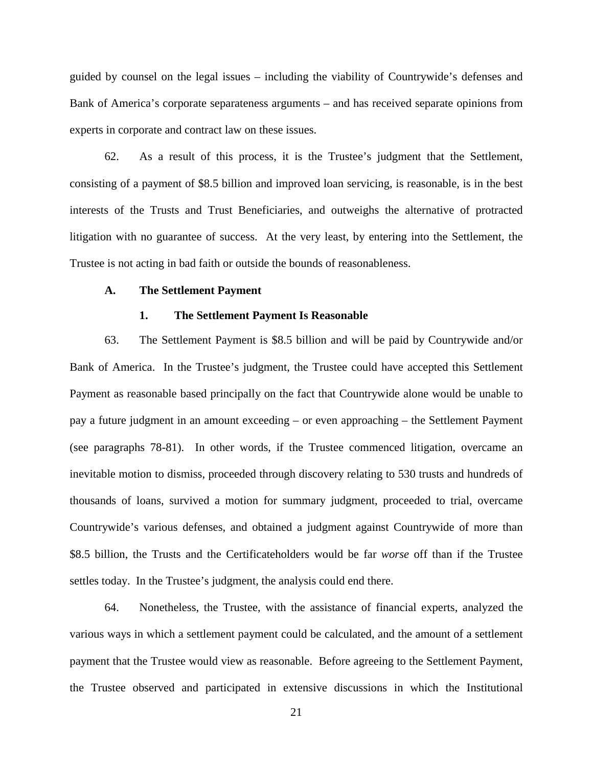guided by counsel on the legal issues – including the viability of Countrywide's defenses and Bank of America's corporate separateness arguments – and has received separate opinions from experts in corporate and contract law on these issues.

62. As a result of this process, it is the Trustee's judgment that the Settlement, consisting of a payment of $8.5 billion and improved loan servicing, is reasonable, is in the best interests of the Trusts and Trust Beneficiaries, and outweighs the alternative of protracted litigation with no guarantee of success. At the very least, by entering into the Settlement, the Trustee is not acting in bad faith or outside the bounds of reasonableness.

**A. The Settlement Payment**

**1. The Settlement Payment Is Reasonable**

63. The Settlement Payment is $8.5 billion and will be paid by Countrywide and/or Bank of America. In the Trustee's judgment, the Trustee could have accepted this Settlement Payment as reasonable based principally on the fact that Countrywide alone would be unable to pay a future judgment in an amount exceeding – or even approaching – the Settlement Payment (see paragraphs 78-81). In other words, if the Trustee commenced litigation, overcame an inevitable motion to dismiss, proceeded through discovery relating to 530 trusts and hundreds of thousands of loans, survived a motion for summary judgment, proceeded to trial, overcame Countrywide's various defenses, and obtained a judgment against Countrywide of more than $8.5 billion, the Trusts and the Certificateholders would be far *worse* off than if the Trustee settles today. In the Trustee's judgment, the analysis could end there.

64. Nonetheless, the Trustee, with the assistance of financial experts, analyzed the various ways in which a settlement payment could be calculated, and the amount of a settlement payment that the Trustee would view as reasonable. Before agreeing to the Settlement Payment, the Trustee observed and participated in extensive discussions in which the Institutional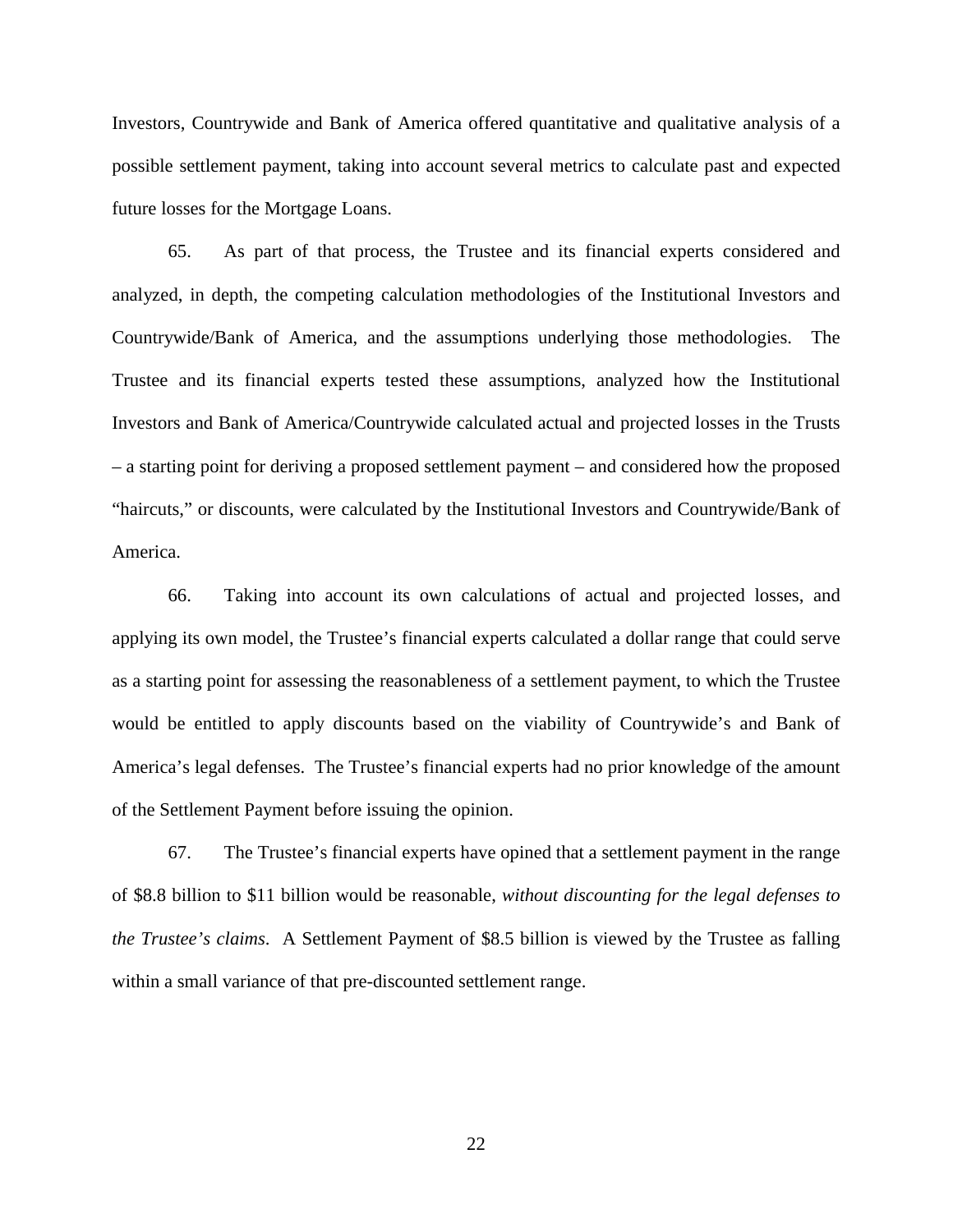Investors, Countrywide and Bank of America offered quantitative and qualitative analysis of a possible settlement payment, taking into account several metrics to calculate past and expected future losses for the Mortgage Loans.

65. As part of that process, the Trustee and its financial experts considered and analyzed, in depth, the competing calculation methodologies of the Institutional Investors and Countrywide/Bank of America, and the assumptions underlying those methodologies. The Trustee and its financial experts tested these assumptions, analyzed how the Institutional Investors and Bank of America/Countrywide calculated actual and projected losses in the Trusts – a starting point for deriving a proposed settlement payment – and considered how the proposed "haircuts," or discounts, were calculated by the Institutional Investors and Countrywide/Bank of America.

66. Taking into account its own calculations of actual and projected losses, and applying its own model, the Trustee's financial experts calculated a dollar range that could serve as a starting point for assessing the reasonableness of a settlement payment, to which the Trustee would be entitled to apply discounts based on the viability of Countrywide's and Bank of America's legal defenses. The Trustee's financial experts had no prior knowledge of the amount of the Settlement Payment before issuing the opinion.

67. The Trustee's financial experts have opined that a settlement payment in the range of $8.8 billion to $11 billion would be reasonable, *without discounting for the legal defenses to the Trustee's claims*. A Settlement Payment of $8.5 billion is viewed by the Trustee as falling within a small variance of that pre-discounted settlement range.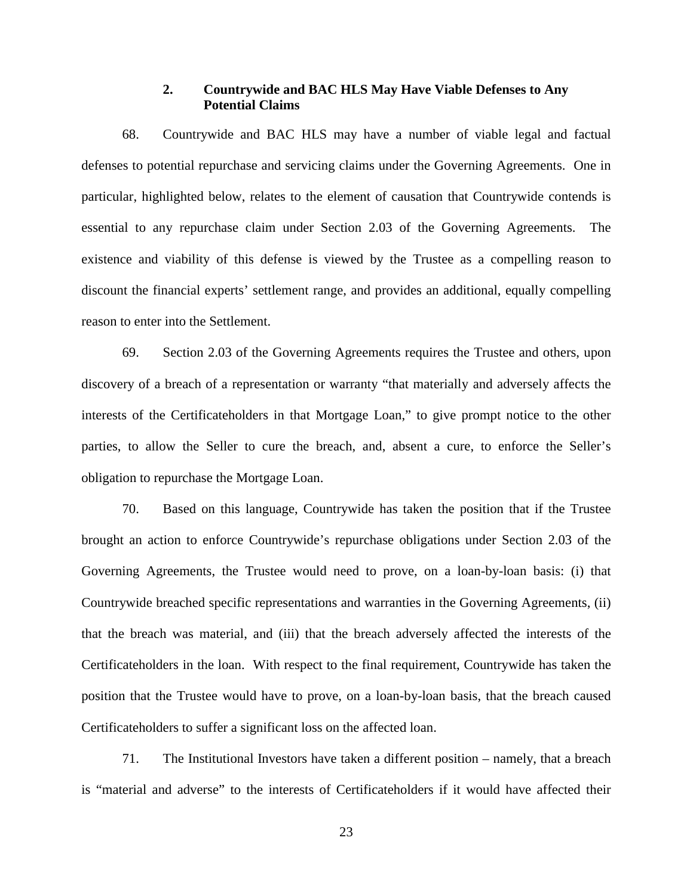### 2. Countrywide and BAC HLS May Have Viable Defenses to Any Potential Claims

68. Countrywide and BAC HLS may have a number of viable legal and factual defenses to potential repurchase and servicing claims under the Governing Agreements. One in particular, highlighted below, relates to the element of causation that Countrywide contends is essential to any repurchase claim under Section 2.03 of the Governing Agreements. The existence and viability of this defense is viewed by the Trustee as a compelling reason to discount the financial experts' settlement range, and provides an additional, equally compelling reason to enter into the Settlement.

69. Section 2.03 of the Governing Agreements requires the Trustee and others, upon discovery of a breach of a representation or warranty "that materially and adversely affects the interests of the Certificateholders in that Mortgage Loan," to give prompt notice to the other parties, to allow the Seller to cure the breach, and, absent a cure, to enforce the Seller's obligation to repurchase the Mortgage Loan.

70. Based on this language, Countrywide has taken the position that if the Trustee brought an action to enforce Countrywide's repurchase obligations under Section 2.03 of the Governing Agreements, the Trustee would need to prove, on a loan-by-loan basis: (i) that Countrywide breached specific representations and warranties in the Governing Agreements, (ii) that the breach was material, and (iii) that the breach adversely affected the interests of the Certificateholders in the loan. With respect to the final requirement, Countrywide has taken the position that the Trustee would have to prove, on a loan-by-loan basis, that the breach caused Certificateholders to suffer a significant loss on the affected loan.

71. The Institutional Investors have taken a different position – namely, that a breach is "material and adverse" to the interests of Certificateholders if it would have affected their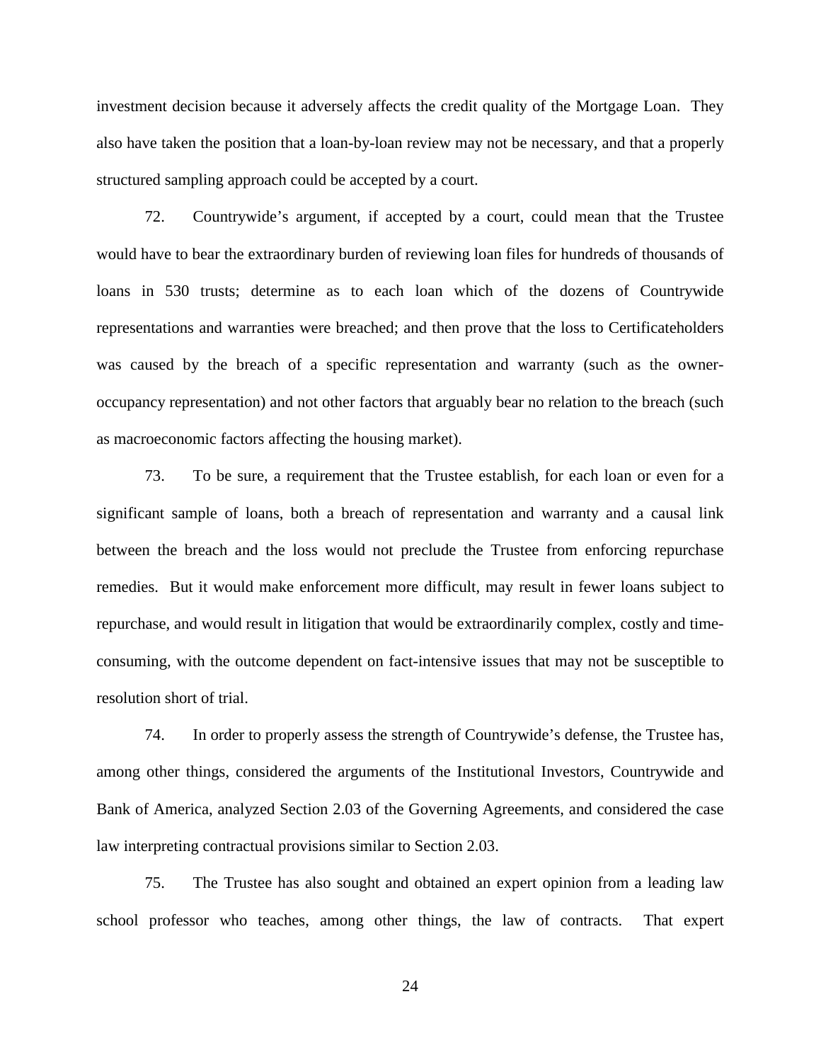investment decision because it adversely affects the credit quality of the Mortgage Loan. They also have taken the position that a loan-by-loan review may not be necessary, and that a properly structured sampling approach could be accepted by a court.

72. Countrywide's argument, if accepted by a court, could mean that the Trustee would have to bear the extraordinary burden of reviewing loan files for hundreds of thousands of loans in 530 trusts; determine as to each loan which of the dozens of Countrywide representations and warranties were breached; and then prove that the loss to Certificateholders was caused by the breach of a specific representation and warranty (such as the owner-occupancy representation) and not other factors that arguably bear no relation to the breach (such as macroeconomic factors affecting the housing market).

73. To be sure, a requirement that the Trustee establish, for each loan or even for a significant sample of loans, both a breach of representation and warranty and a causal link between the breach and the loss would not preclude the Trustee from enforcing repurchase remedies. But it would make enforcement more difficult, may result in fewer loans subject to repurchase, and would result in litigation that would be extraordinarily complex, costly and time-consuming, with the outcome dependent on fact-intensive issues that may not be susceptible to resolution short of trial.

74. In order to properly assess the strength of Countrywide's defense, the Trustee has, among other things, considered the arguments of the Institutional Investors, Countrywide and Bank of America, analyzed Section 2.03 of the Governing Agreements, and considered the case law interpreting contractual provisions similar to Section 2.03.

75. The Trustee has also sought and obtained an expert opinion from a leading law school professor who teaches, among other things, the law of contracts. That expert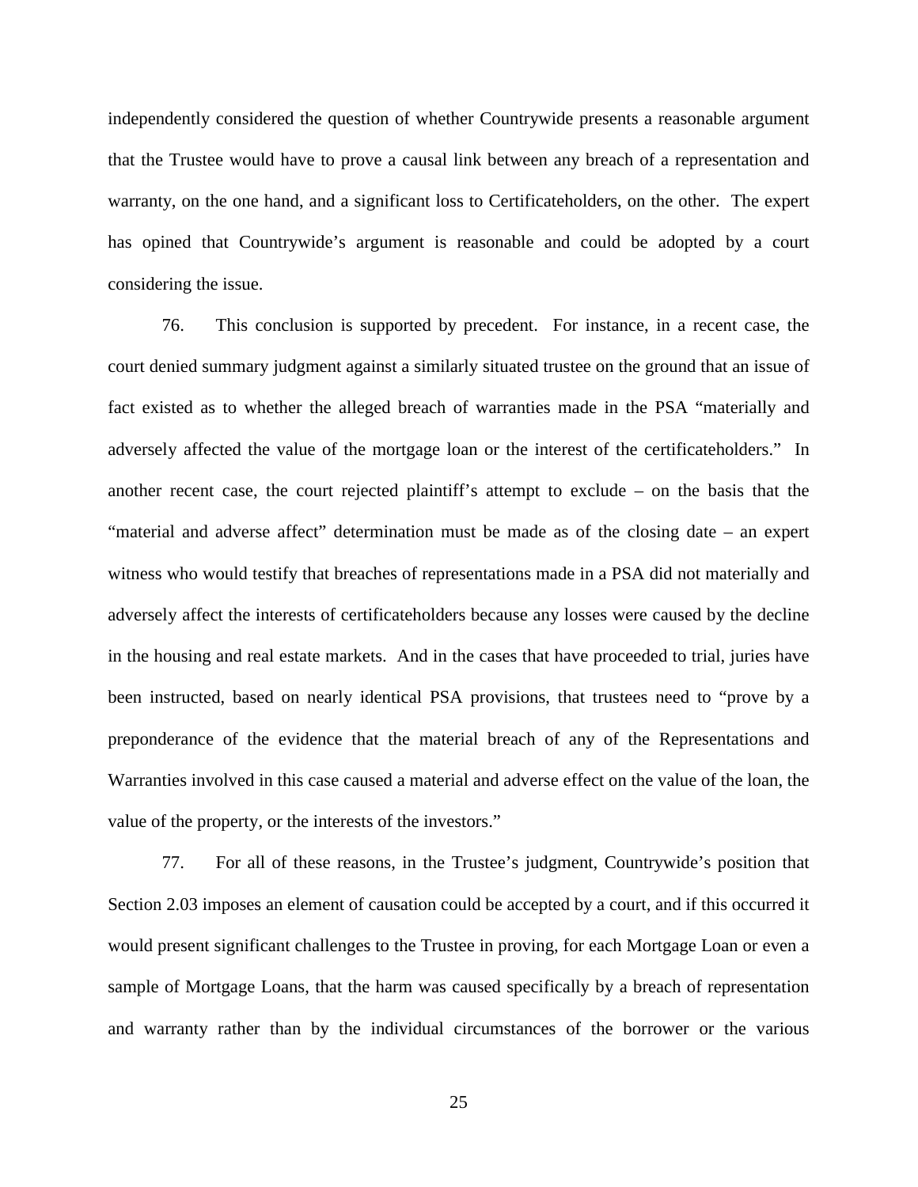independently considered the question of whether Countrywide presents a reasonable argument that the Trustee would have to prove a causal link between any breach of a representation and warranty, on the one hand, and a significant loss to Certificateholders, on the other. The expert has opined that Countrywide's argument is reasonable and could be adopted by a court considering the issue.

76. This conclusion is supported by precedent. For instance, in a recent case, the court denied summary judgment against a similarly situated trustee on the ground that an issue of fact existed as to whether the alleged breach of warranties made in the PSA "materially and adversely affected the value of the mortgage loan or the interest of the certificateholders." In another recent case, the court rejected plaintiff's attempt to exclude – on the basis that the "material and adverse affect" determination must be made as of the closing date – an expert witness who would testify that breaches of representations made in a PSA did not materially and adversely affect the interests of certificateholders because any losses were caused by the decline in the housing and real estate markets. And in the cases that have proceeded to trial, juries have been instructed, based on nearly identical PSA provisions, that trustees need to "prove by a preponderance of the evidence that the material breach of any of the Representations and Warranties involved in this case caused a material and adverse effect on the value of the loan, the value of the property, or the interests of the investors."

77. For all of these reasons, in the Trustee's judgment, Countrywide's position that Section 2.03 imposes an element of causation could be accepted by a court, and if this occurred it would present significant challenges to the Trustee in proving, for each Mortgage Loan or even a sample of Mortgage Loans, that the harm was caused specifically by a breach of representation and warranty rather than by the individual circumstances of the borrower or the various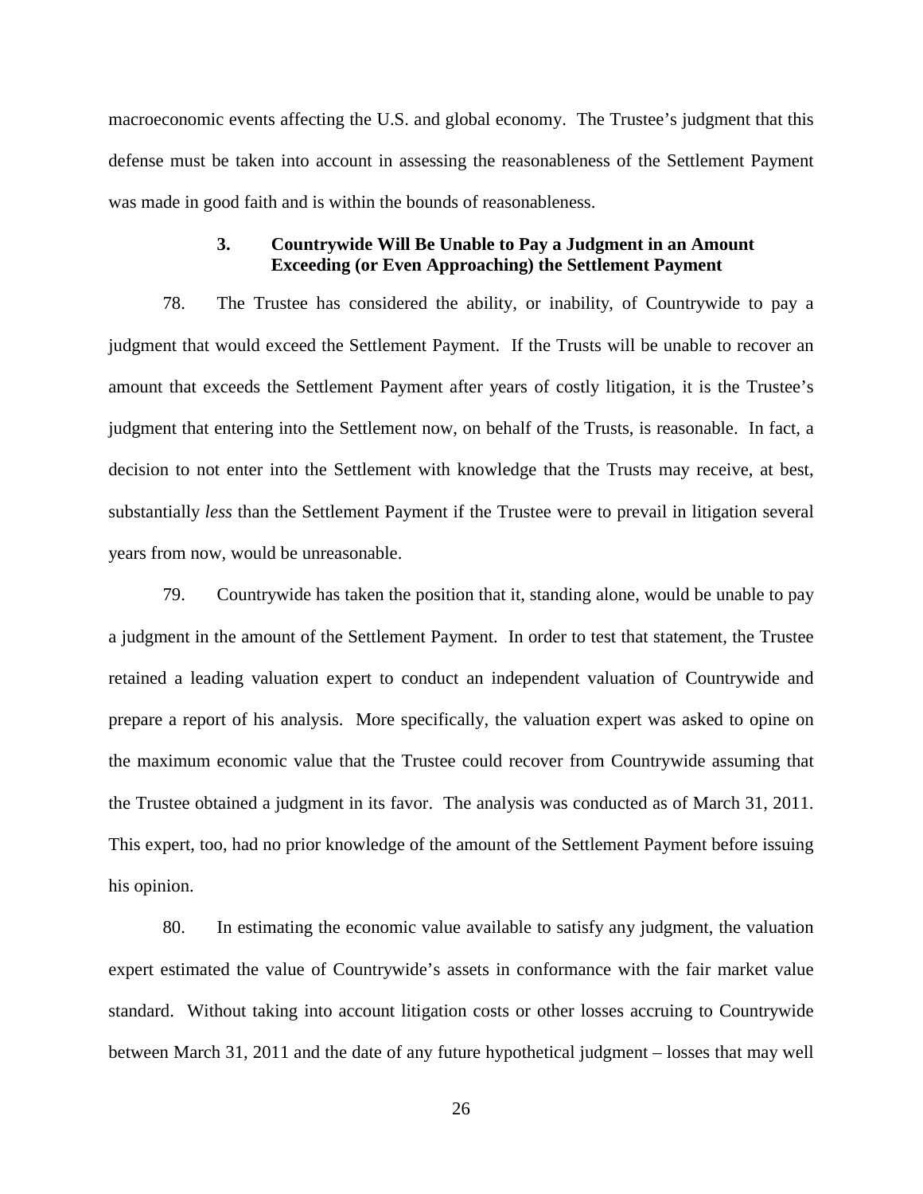macroeconomic events affecting the U.S. and global economy. The Trustee's judgment that this defense must be taken into account in assessing the reasonableness of the Settlement Payment was made in good faith and is within the bounds of reasonableness.

### 3. Countrywide Will Be Unable to Pay a Judgment in an Amount Exceeding (or Even Approaching) the Settlement Payment

78. The Trustee has considered the ability, or inability, of Countrywide to pay a judgment that would exceed the Settlement Payment. If the Trusts will be unable to recover an amount that exceeds the Settlement Payment after years of costly litigation, it is the Trustee's judgment that entering into the Settlement now, on behalf of the Trusts, is reasonable. In fact, a decision to not enter into the Settlement with knowledge that the Trusts may receive, at best, substantially *less* than the Settlement Payment if the Trustee were to prevail in litigation several years from now, would be unreasonable.

79. Countrywide has taken the position that it, standing alone, would be unable to pay a judgment in the amount of the Settlement Payment. In order to test that statement, the Trustee retained a leading valuation expert to conduct an independent valuation of Countrywide and prepare a report of his analysis. More specifically, the valuation expert was asked to opine on the maximum economic value that the Trustee could recover from Countrywide assuming that the Trustee obtained a judgment in its favor. The analysis was conducted as of March 31, 2011. This expert, too, had no prior knowledge of the amount of the Settlement Payment before issuing his opinion.

80. In estimating the economic value available to satisfy any judgment, the valuation expert estimated the value of Countrywide's assets in conformance with the fair market value standard. Without taking into account litigation costs or other losses accruing to Countrywide between March 31, 2011 and the date of any future hypothetical judgment – losses that may well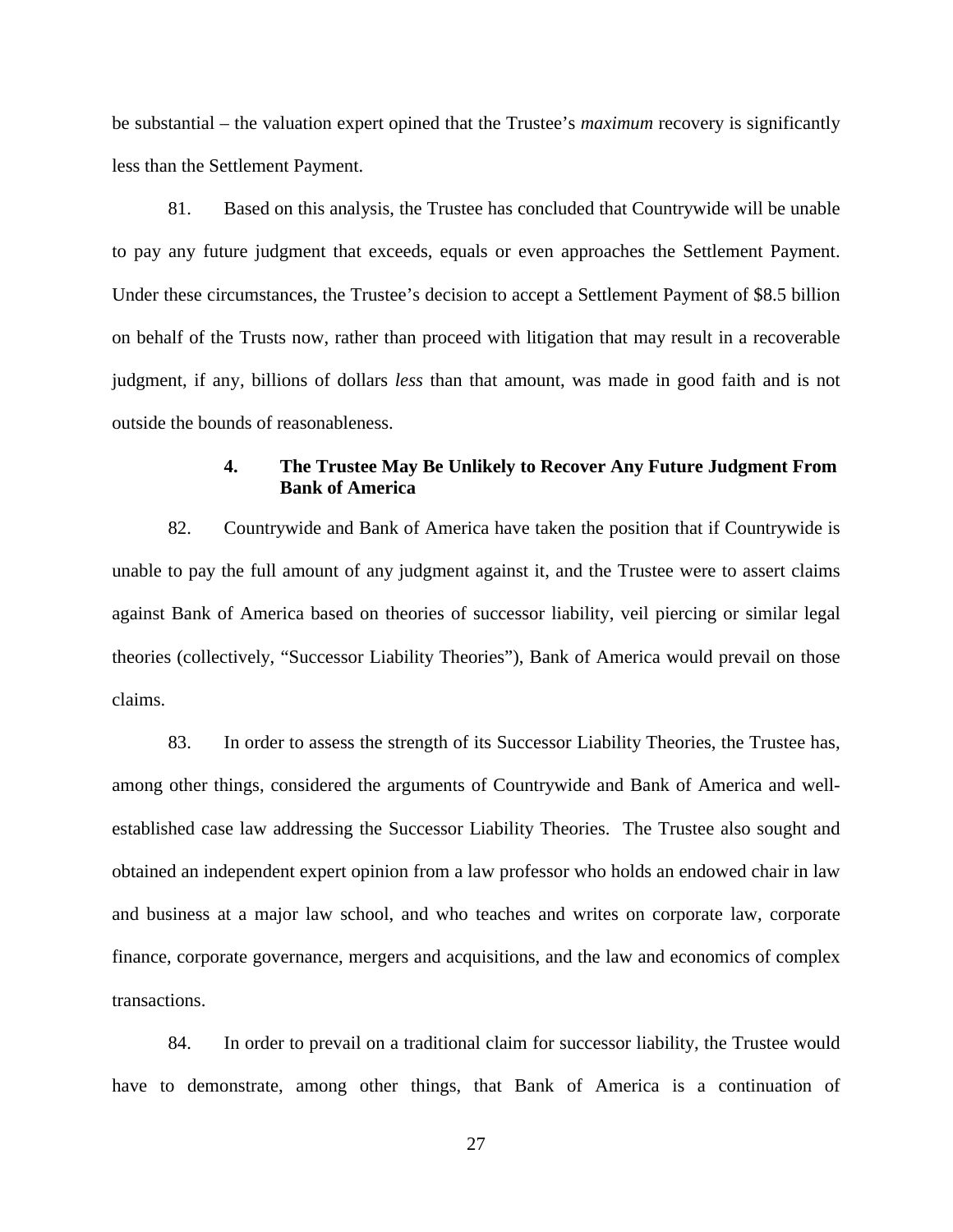be substantial – the valuation expert opined that the Trustee's *maximum* recovery is significantly less than the Settlement Payment.

81. Based on this analysis, the Trustee has concluded that Countrywide will be unable to pay any future judgment that exceeds, equals or even approaches the Settlement Payment. Under these circumstances, the Trustee's decision to accept a Settlement Payment of $8.5 billion on behalf of the Trusts now, rather than proceed with litigation that may result in a recoverable judgment, if any, billions of dollars *less* than that amount, was made in good faith and is not outside the bounds of reasonableness.

#### 4. The Trustee May Be Unlikely to Recover Any Future Judgment From Bank of America

82. Countrywide and Bank of America have taken the position that if Countrywide is unable to pay the full amount of any judgment against it, and the Trustee were to assert claims against Bank of America based on theories of successor liability, veil piercing or similar legal theories (collectively, "Successor Liability Theories"), Bank of America would prevail on those claims.

83. In order to assess the strength of its Successor Liability Theories, the Trustee has, among other things, considered the arguments of Countrywide and Bank of America and well-established case law addressing the Successor Liability Theories. The Trustee also sought and obtained an independent expert opinion from a law professor who holds an endowed chair in law and business at a major law school, and who teaches and writes on corporate law, corporate finance, corporate governance, mergers and acquisitions, and the law and economics of complex transactions.

84. In order to prevail on a traditional claim for successor liability, the Trustee would have to demonstrate, among other things, that Bank of America is a continuation of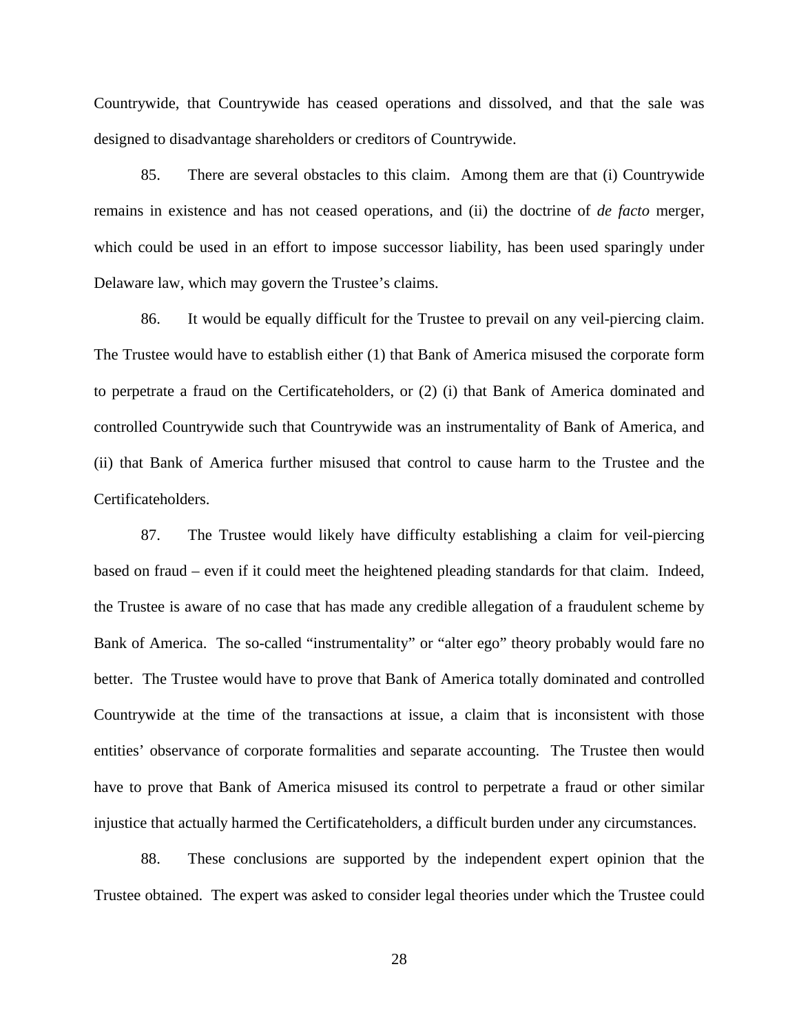Countrywide, that Countrywide has ceased operations and dissolved, and that the sale was designed to disadvantage shareholders or creditors of Countrywide.

85. There are several obstacles to this claim. Among them are that (i) Countrywide remains in existence and has not ceased operations, and (ii) the doctrine of *de facto* merger, which could be used in an effort to impose successor liability, has been used sparingly under Delaware law, which may govern the Trustee's claims.

86. It would be equally difficult for the Trustee to prevail on any veil-piercing claim. The Trustee would have to establish either (1) that Bank of America misused the corporate form to perpetrate a fraud on the Certificateholders, or (2) (i) that Bank of America dominated and controlled Countrywide such that Countrywide was an instrumentality of Bank of America, and (ii) that Bank of America further misused that control to cause harm to the Trustee and the Certificateholders.

87. The Trustee would likely have difficulty establishing a claim for veil-piercing based on fraud – even if it could meet the heightened pleading standards for that claim. Indeed, the Trustee is aware of no case that has made any credible allegation of a fraudulent scheme by Bank of America. The so-called "instrumentality" or "alter ego" theory probably would fare no better. The Trustee would have to prove that Bank of America totally dominated and controlled Countrywide at the time of the transactions at issue, a claim that is inconsistent with those entities' observance of corporate formalities and separate accounting. The Trustee then would have to prove that Bank of America misused its control to perpetrate a fraud or other similar injustice that actually harmed the Certificateholders, a difficult burden under any circumstances.

88. These conclusions are supported by the independent expert opinion that the Trustee obtained. The expert was asked to consider legal theories under which the Trustee could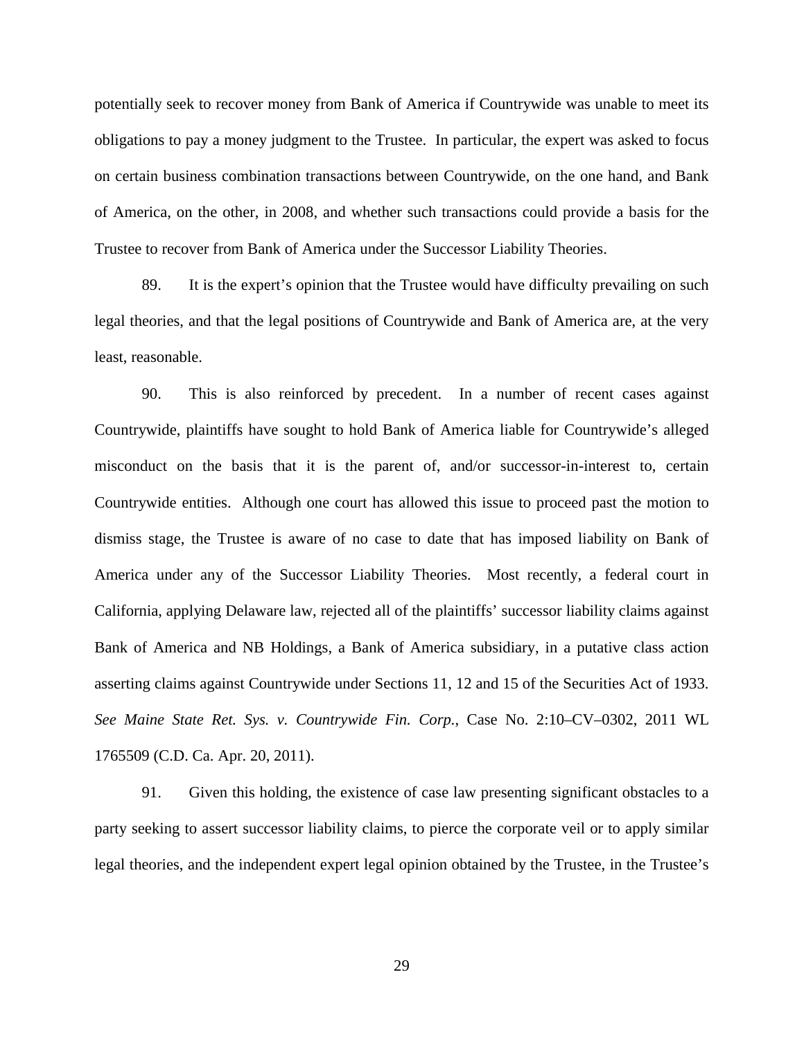potentially seek to recover money from Bank of America if Countrywide was unable to meet its obligations to pay a money judgment to the Trustee. In particular, the expert was asked to focus on certain business combination transactions between Countrywide, on the one hand, and Bank of America, on the other, in 2008, and whether such transactions could provide a basis for the Trustee to recover from Bank of America under the Successor Liability Theories.

89. It is the expert's opinion that the Trustee would have difficulty prevailing on such legal theories, and that the legal positions of Countrywide and Bank of America are, at the very least, reasonable.

90. This is also reinforced by precedent. In a number of recent cases against Countrywide, plaintiffs have sought to hold Bank of America liable for Countrywide's alleged misconduct on the basis that it is the parent of, and/or successor-in-interest to, certain Countrywide entities. Although one court has allowed this issue to proceed past the motion to dismiss stage, the Trustee is aware of no case to date that has imposed liability on Bank of America under any of the Successor Liability Theories. Most recently, a federal court in California, applying Delaware law, rejected all of the plaintiffs' successor liability claims against Bank of America and NB Holdings, a Bank of America subsidiary, in a putative class action asserting claims against Countrywide under Sections 11, 12 and 15 of the Securities Act of 1933. *See Maine State Ret. Sys. v. Countrywide Fin. Corp.*, Case No. 2:10–CV–0302, 2011 WL 1765509 (C.D. Ca. Apr. 20, 2011).

91. Given this holding, the existence of case law presenting significant obstacles to a party seeking to assert successor liability claims, to pierce the corporate veil or to apply similar legal theories, and the independent expert legal opinion obtained by the Trustee, in the Trustee's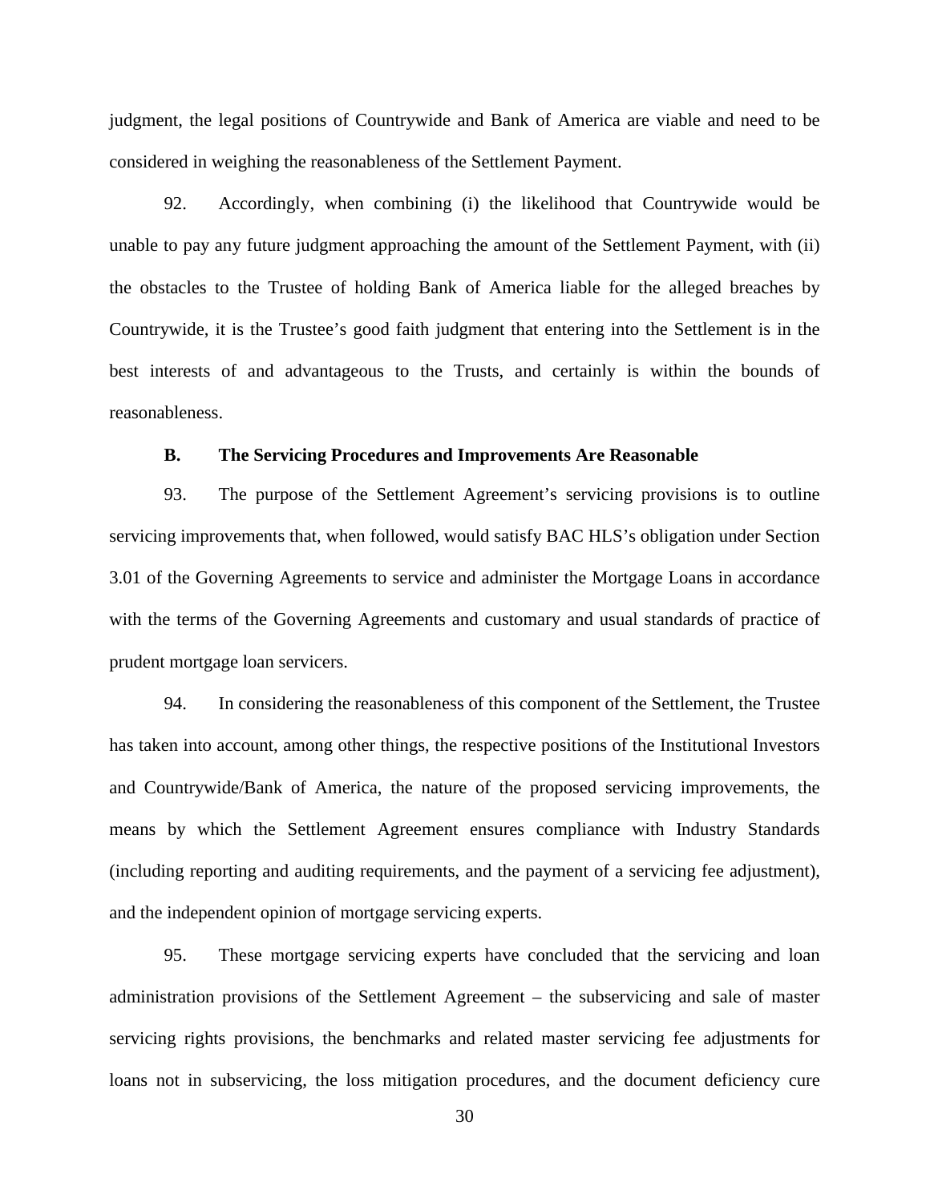judgment, the legal positions of Countrywide and Bank of America are viable and need to be considered in weighing the reasonableness of the Settlement Payment.

92. Accordingly, when combining (i) the likelihood that Countrywide would be unable to pay any future judgment approaching the amount of the Settlement Payment, with (ii) the obstacles to the Trustee of holding Bank of America liable for the alleged breaches by Countrywide, it is the Trustee's good faith judgment that entering into the Settlement is in the best interests of and advantageous to the Trusts, and certainly is within the bounds of reasonableness.

**B. The Servicing Procedures and Improvements Are Reasonable**

93. The purpose of the Settlement Agreement's servicing provisions is to outline servicing improvements that, when followed, would satisfy BAC HLS's obligation under Section 3.01 of the Governing Agreements to service and administer the Mortgage Loans in accordance with the terms of the Governing Agreements and customary and usual standards of practice of prudent mortgage loan servicers.

94. In considering the reasonableness of this component of the Settlement, the Trustee has taken into account, among other things, the respective positions of the Institutional Investors and Countrywide/Bank of America, the nature of the proposed servicing improvements, the means by which the Settlement Agreement ensures compliance with Industry Standards (including reporting and auditing requirements, and the payment of a servicing fee adjustment), and the independent opinion of mortgage servicing experts.

95. These mortgage servicing experts have concluded that the servicing and loan administration provisions of the Settlement Agreement – the subservicing and sale of master servicing rights provisions, the benchmarks and related master servicing fee adjustments for loans not in subservicing, the loss mitigation procedures, and the document deficiency cure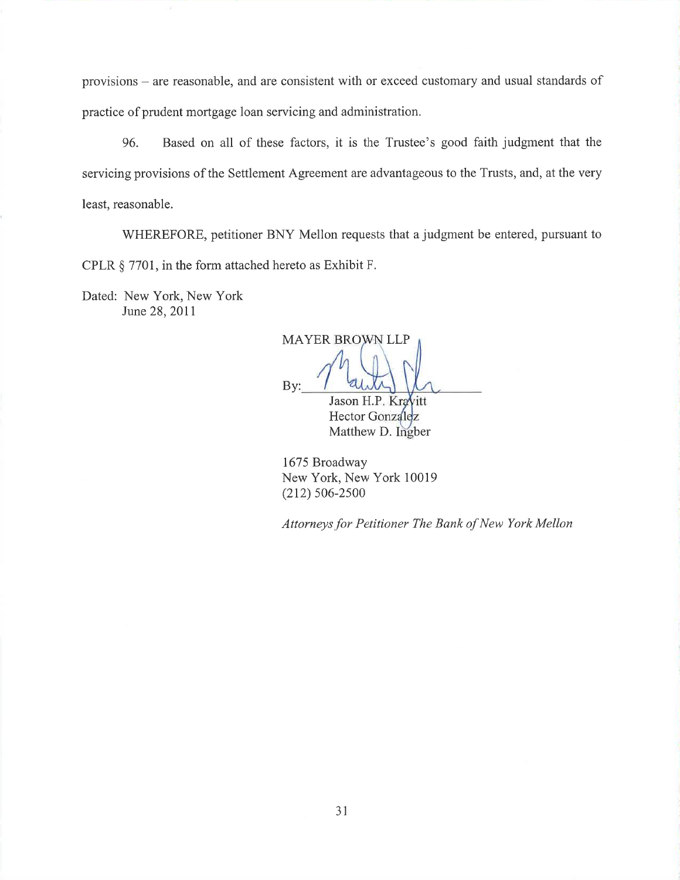provisions – are reasonable, and are consistent with or exceed customary and usual standards of practice of prudent mortgage loan servicing and administration.

96. Based on all of these factors, it is the Trustee's good faith judgment that the servicing provisions of the Settlement Agreement are advantageous to the Trusts, and, at the very least, reasonable.

WHEREFORE, petitioner BNY Mellon requests that a judgment be entered, pursuant to CPLR § 7701, in the form attached hereto as Exhibit F.

Dated: New York, New York
June 28, 2011

MAYER BROWN LLP

By: ______________________________
Jason H.P. Kravitt
Hector Gonzalez
Matthew D. Ingber

1675 Broadway
New York, New York 10019
(212) 506-2500

*Attorneys for Petitioner The Bank of New York Mellon*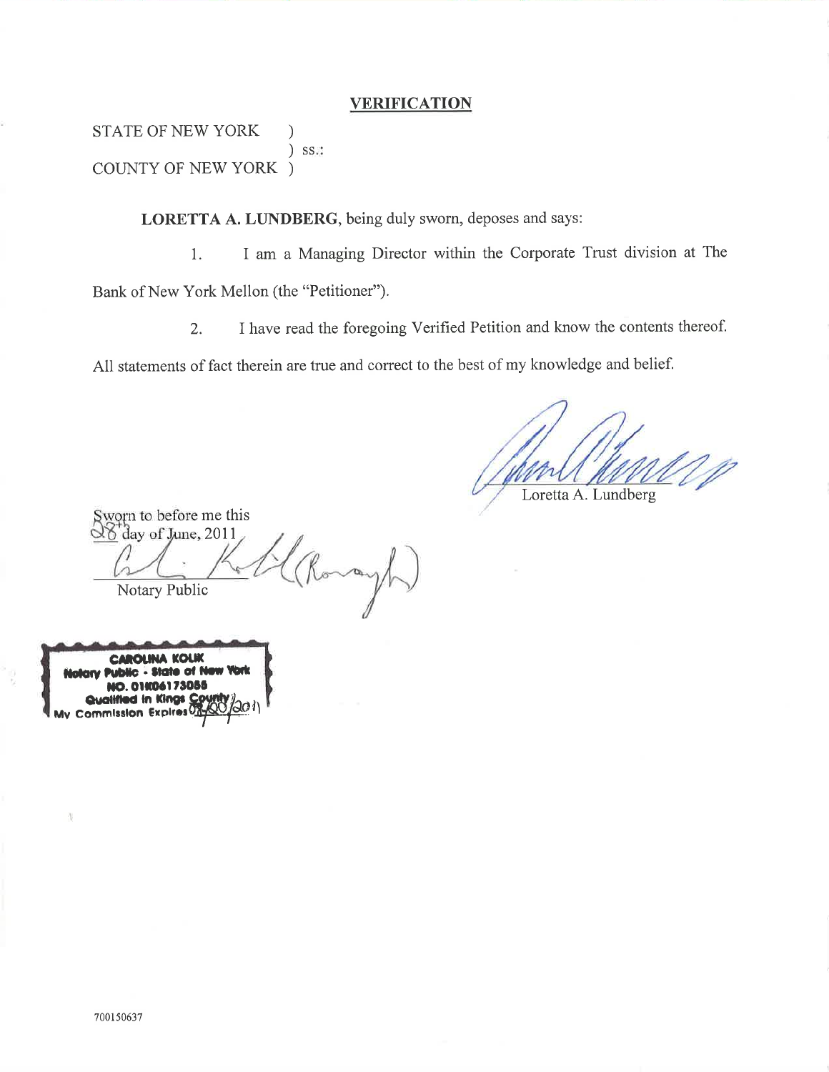## VERIFICATION

STATE OF NEW YORK )
) ss.:
COUNTY OF NEW YORK )

**LORETTA A. LUNDBERG**, being duly sworn, deposes and says:

1. I am a Managing Director within the Corporate Trust division at The Bank of New York Mellon (the "Petitioner").

2. I have read the foregoing Verified Petition and know the contents thereof. All statements of fact therein are true and correct to the best of my knowledge and belief.

Loretta A. Lundberg

Sworn to before me this
28th day of June, 2011

Notary Public

CAROLINA KOLIK
Notary Public - State of New York
NO. 01KO6173085
Qualified in Kings County
My Commission Expires 08/20/2011

700150637